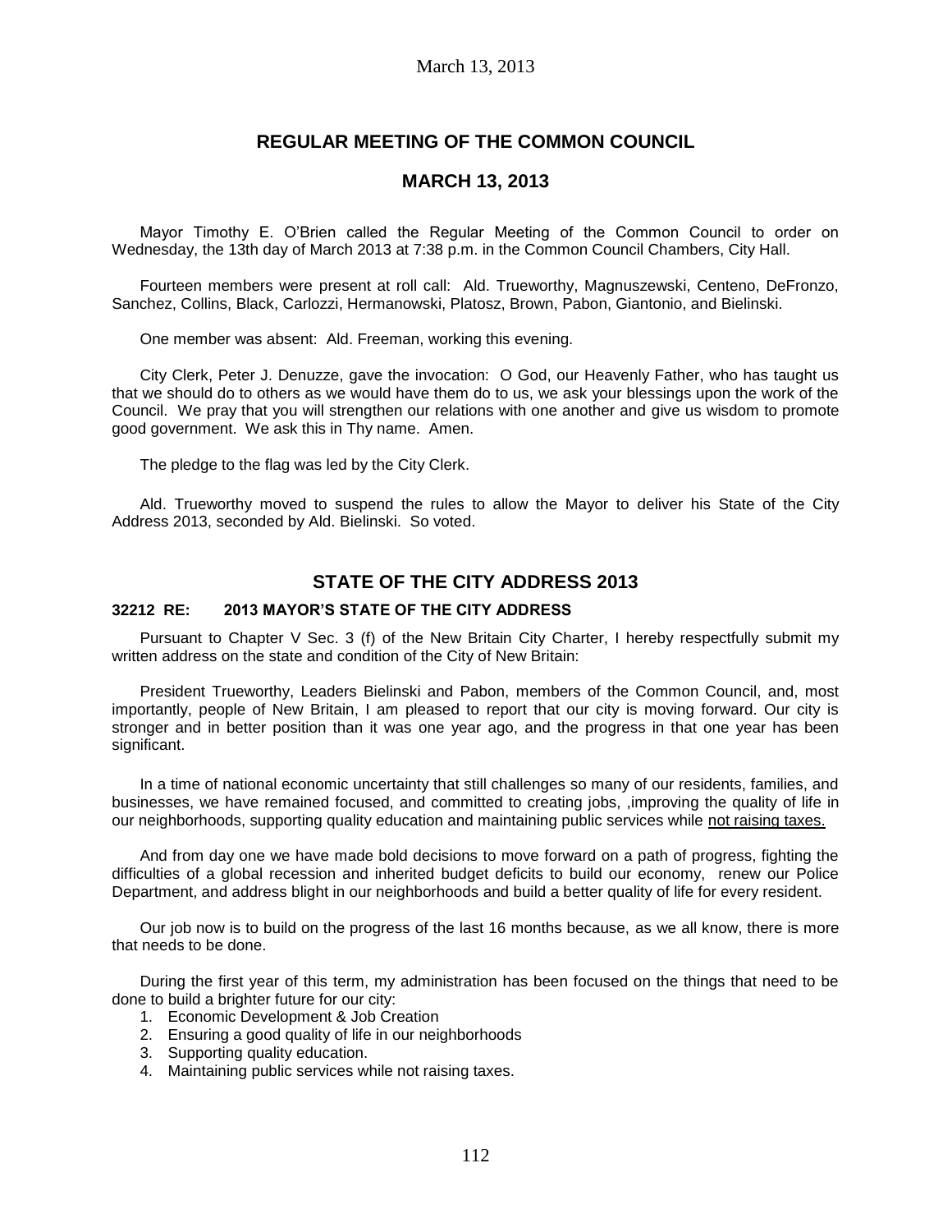# REGULAR MEETING OF THE COMMON COUNCIL

## MARCH 13, 2013

Mayor Timothy E. O'Brien called the Regular Meeting of the Common Council to order on Wednesday, the 13th day of March 2013 at 7:38 p.m. in the Common Council Chambers, City Hall.

Fourteen members were present at roll call: Ald. Trueworthy, Magnuszewski, Centeno, DeFronzo, Sanchez, Collins, Black, Carlozzi, Hermanowski, Platosz, Brown, Pabon, Giantonio, and Bielinski.

One member was absent: Ald. Freeman, working this evening.

City Clerk, Peter J. Denuzze, gave the invocation: O God, our Heavenly Father, who has taught us that we should do to others as we would have them do to us, we ask your blessings upon the work of the Council. We pray that you will strengthen our relations with one another and give us wisdom to promote good government. We ask this in Thy name. Amen.

The pledge to the flag was led by the City Clerk.

Ald. Trueworthy moved to suspend the rules to allow the Mayor to deliver his State of the City Address 2013, seconded by Ald. Bielinski. So voted.

## STATE OF THE CITY ADDRESS 2013

### 32212 RE: 2013 MAYOR'S STATE OF THE CITY ADDRESS

Pursuant to Chapter V Sec. 3 (f) of the New Britain City Charter, I hereby respectfully submit my written address on the state and condition of the City of New Britain:

President Trueworthy, Leaders Bielinski and Pabon, members of the Common Council, and, most importantly, people of New Britain, I am pleased to report that our city is moving forward. Our city is stronger and in better position than it was one year ago, and the progress in that one year has been significant.

In a time of national economic uncertainty that still challenges so many of our residents, families, and businesses, we have remained focused, and committed to creating jobs, ,improving the quality of life in our neighborhoods, supporting quality education and maintaining public services while <u>not raising taxes.</u>

And from day one we have made bold decisions to move forward on a path of progress, fighting the difficulties of a global recession and inherited budget deficits to build our economy, renew our Police Department, and address blight in our neighborhoods and build a better quality of life for every resident.

Our job now is to build on the progress of the last 16 months because, as we all know, there is more that needs to be done.

During the first year of this term, my administration has been focused on the things that need to be done to build a brighter future for our city:

1. Economic Development & Job Creation
2. Ensuring a good quality of life in our neighborhoods
3. Supporting quality education.
4. Maintaining public services while not raising taxes.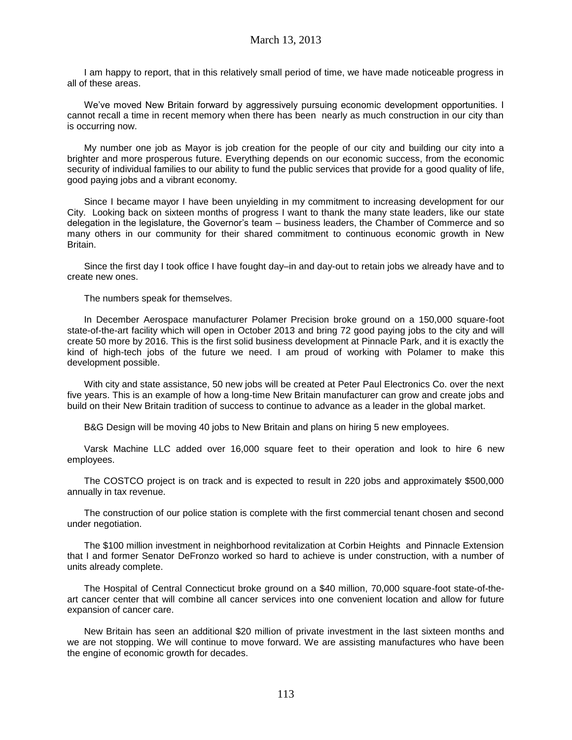I am happy to report, that in this relatively small period of time, we have made noticeable progress in all of these areas.

We've moved New Britain forward by aggressively pursuing economic development opportunities. I cannot recall a time in recent memory when there has been nearly as much construction in our city than is occurring now.

My number one job as Mayor is job creation for the people of our city and building our city into a brighter and more prosperous future. Everything depends on our economic success, from the economic security of individual families to our ability to fund the public services that provide for a good quality of life, good paying jobs and a vibrant economy.

Since I became mayor I have been unyielding in my commitment to increasing development for our City. Looking back on sixteen months of progress I want to thank the many state leaders, like our state delegation in the legislature, the Governor's team – business leaders, the Chamber of Commerce and so many others in our community for their shared commitment to continuous economic growth in New Britain.

Since the first day I took office I have fought day–in and day-out to retain jobs we already have and to create new ones.

The numbers speak for themselves.

In December Aerospace manufacturer Polamer Precision broke ground on a 150,000 square-foot state-of-the-art facility which will open in October 2013 and bring 72 good paying jobs to the city and will create 50 more by 2016. This is the first solid business development at Pinnacle Park, and it is exactly the kind of high-tech jobs of the future we need. I am proud of working with Polamer to make this development possible.

With city and state assistance, 50 new jobs will be created at Peter Paul Electronics Co. over the next five years. This is an example of how a long-time New Britain manufacturer can grow and create jobs and build on their New Britain tradition of success to continue to advance as a leader in the global market.

B&G Design will be moving 40 jobs to New Britain and plans on hiring 5 new employees.

Varsk Machine LLC added over 16,000 square feet to their operation and look to hire 6 new employees.

The COSTCO project is on track and is expected to result in 220 jobs and approximately $500,000 annually in tax revenue.

The construction of our police station is complete with the first commercial tenant chosen and second under negotiation.

The $100 million investment in neighborhood revitalization at Corbin Heights and Pinnacle Extension that I and former Senator DeFronzo worked so hard to achieve is under construction, with a number of units already complete.

The Hospital of Central Connecticut broke ground on a $40 million, 70,000 square-foot state-of-the-art cancer center that will combine all cancer services into one convenient location and allow for future expansion of cancer care.

New Britain has seen an additional $20 million of private investment in the last sixteen months and we are not stopping. We will continue to move forward. We are assisting manufactures who have been the engine of economic growth for decades.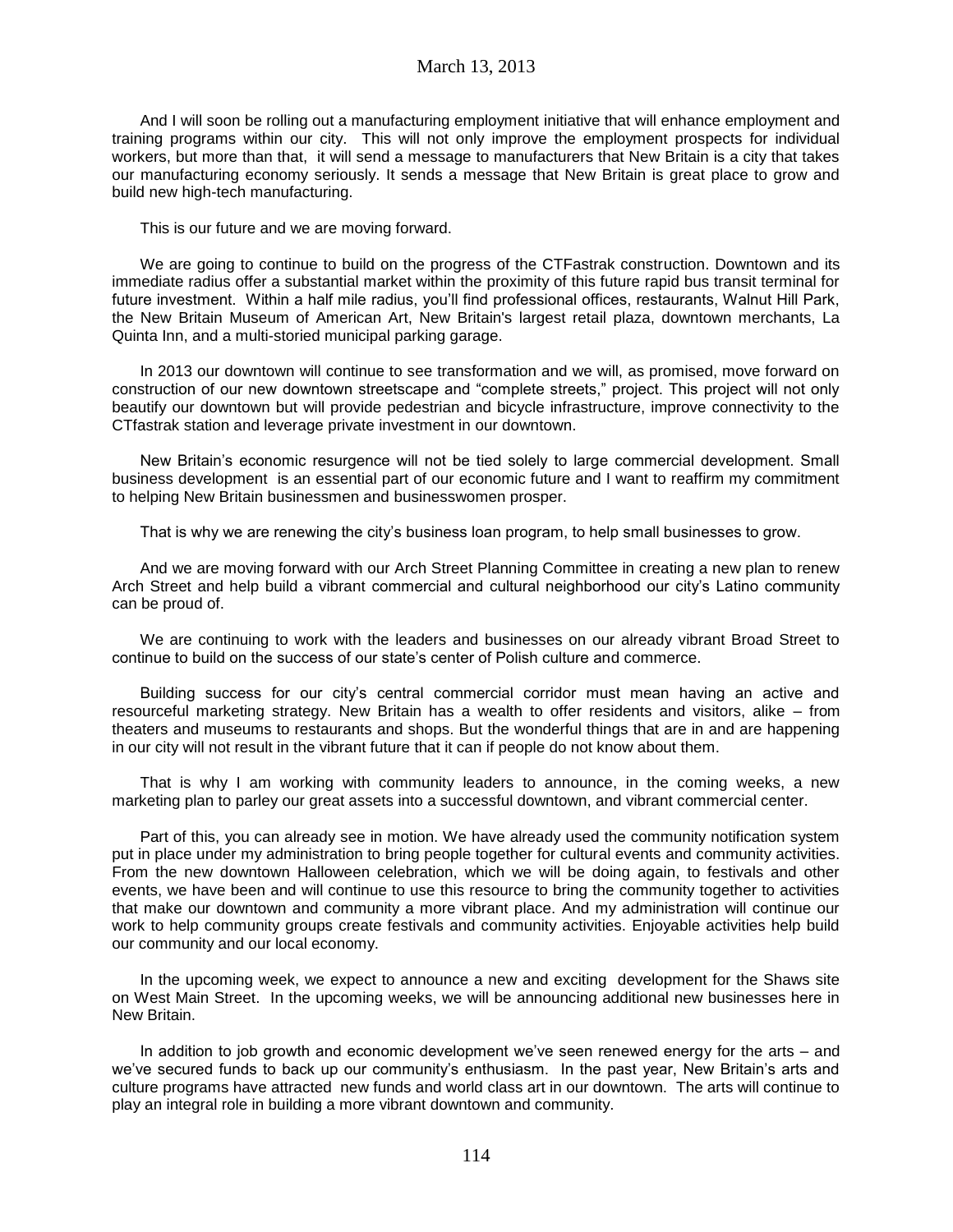And I will soon be rolling out a manufacturing employment initiative that will enhance employment and training programs within our city. This will not only improve the employment prospects for individual workers, but more than that, it will send a message to manufacturers that New Britain is a city that takes our manufacturing economy seriously. It sends a message that New Britain is great place to grow and build new high-tech manufacturing.

This is our future and we are moving forward.

We are going to continue to build on the progress of the CTFastrak construction. Downtown and its immediate radius offer a substantial market within the proximity of this future rapid bus transit terminal for future investment. Within a half mile radius, you'll find professional offices, restaurants, Walnut Hill Park, the New Britain Museum of American Art, New Britain's largest retail plaza, downtown merchants, La Quinta Inn, and a multi-storied municipal parking garage.

In 2013 our downtown will continue to see transformation and we will, as promised, move forward on construction of our new downtown streetscape and "complete streets," project. This project will not only beautify our downtown but will provide pedestrian and bicycle infrastructure, improve connectivity to the CTfastrak station and leverage private investment in our downtown.

New Britain's economic resurgence will not be tied solely to large commercial development. Small business development is an essential part of our economic future and I want to reaffirm my commitment to helping New Britain businessmen and businesswomen prosper.

That is why we are renewing the city's business loan program, to help small businesses to grow.

And we are moving forward with our Arch Street Planning Committee in creating a new plan to renew Arch Street and help build a vibrant commercial and cultural neighborhood our city's Latino community can be proud of.

We are continuing to work with the leaders and businesses on our already vibrant Broad Street to continue to build on the success of our state's center of Polish culture and commerce.

Building success for our city's central commercial corridor must mean having an active and resourceful marketing strategy. New Britain has a wealth to offer residents and visitors, alike – from theaters and museums to restaurants and shops. But the wonderful things that are in and are happening in our city will not result in the vibrant future that it can if people do not know about them.

That is why I am working with community leaders to announce, in the coming weeks, a new marketing plan to parley our great assets into a successful downtown, and vibrant commercial center.

Part of this, you can already see in motion. We have already used the community notification system put in place under my administration to bring people together for cultural events and community activities. From the new downtown Halloween celebration, which we will be doing again, to festivals and other events, we have been and will continue to use this resource to bring the community together to activities that make our downtown and community a more vibrant place. And my administration will continue our work to help community groups create festivals and community activities. Enjoyable activities help build our community and our local economy.

In the upcoming week, we expect to announce a new and exciting development for the Shaws site on West Main Street. In the upcoming weeks, we will be announcing additional new businesses here in New Britain.

In addition to job growth and economic development we've seen renewed energy for the arts – and we've secured funds to back up our community's enthusiasm. In the past year, New Britain's arts and culture programs have attracted new funds and world class art in our downtown. The arts will continue to play an integral role in building a more vibrant downtown and community.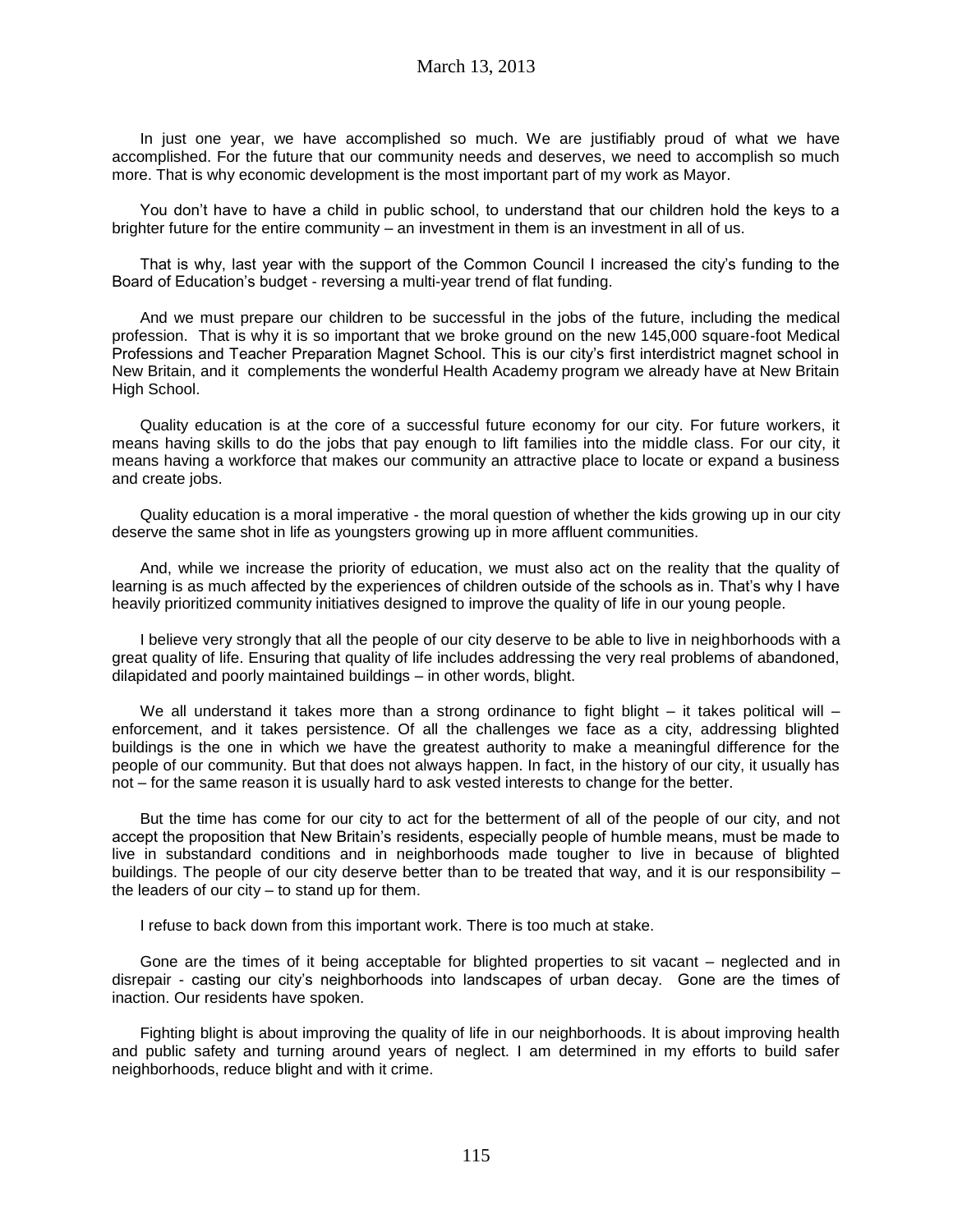In just one year, we have accomplished so much. We are justifiably proud of what we have accomplished. For the future that our community needs and deserves, we need to accomplish so much more. That is why economic development is the most important part of my work as Mayor.

You don't have to have a child in public school, to understand that our children hold the keys to a brighter future for the entire community – an investment in them is an investment in all of us.

That is why, last year with the support of the Common Council I increased the city's funding to the Board of Education's budget - reversing a multi-year trend of flat funding.

And we must prepare our children to be successful in the jobs of the future, including the medical profession. That is why it is so important that we broke ground on the new 145,000 square-foot Medical Professions and Teacher Preparation Magnet School. This is our city's first interdistrict magnet school in New Britain, and it complements the wonderful Health Academy program we already have at New Britain High School.

Quality education is at the core of a successful future economy for our city. For future workers, it means having skills to do the jobs that pay enough to lift families into the middle class. For our city, it means having a workforce that makes our community an attractive place to locate or expand a business and create jobs.

Quality education is a moral imperative - the moral question of whether the kids growing up in our city deserve the same shot in life as youngsters growing up in more affluent communities.

And, while we increase the priority of education, we must also act on the reality that the quality of learning is as much affected by the experiences of children outside of the schools as in. That's why I have heavily prioritized community initiatives designed to improve the quality of life in our young people.

I believe very strongly that all the people of our city deserve to be able to live in neighborhoods with a great quality of life. Ensuring that quality of life includes addressing the very real problems of abandoned, dilapidated and poorly maintained buildings – in other words, blight.

We all understand it takes more than a strong ordinance to fight blight – it takes political will – enforcement, and it takes persistence. Of all the challenges we face as a city, addressing blighted buildings is the one in which we have the greatest authority to make a meaningful difference for the people of our community. But that does not always happen. In fact, in the history of our city, it usually has not – for the same reason it is usually hard to ask vested interests to change for the better.

But the time has come for our city to act for the betterment of all of the people of our city, and not accept the proposition that New Britain's residents, especially people of humble means, must be made to live in substandard conditions and in neighborhoods made tougher to live in because of blighted buildings. The people of our city deserve better than to be treated that way, and it is our responsibility – the leaders of our city – to stand up for them.

I refuse to back down from this important work. There is too much at stake.

Gone are the times of it being acceptable for blighted properties to sit vacant – neglected and in disrepair - casting our city's neighborhoods into landscapes of urban decay. Gone are the times of inaction. Our residents have spoken.

Fighting blight is about improving the quality of life in our neighborhoods. It is about improving health and public safety and turning around years of neglect. I am determined in my efforts to build safer neighborhoods, reduce blight and with it crime.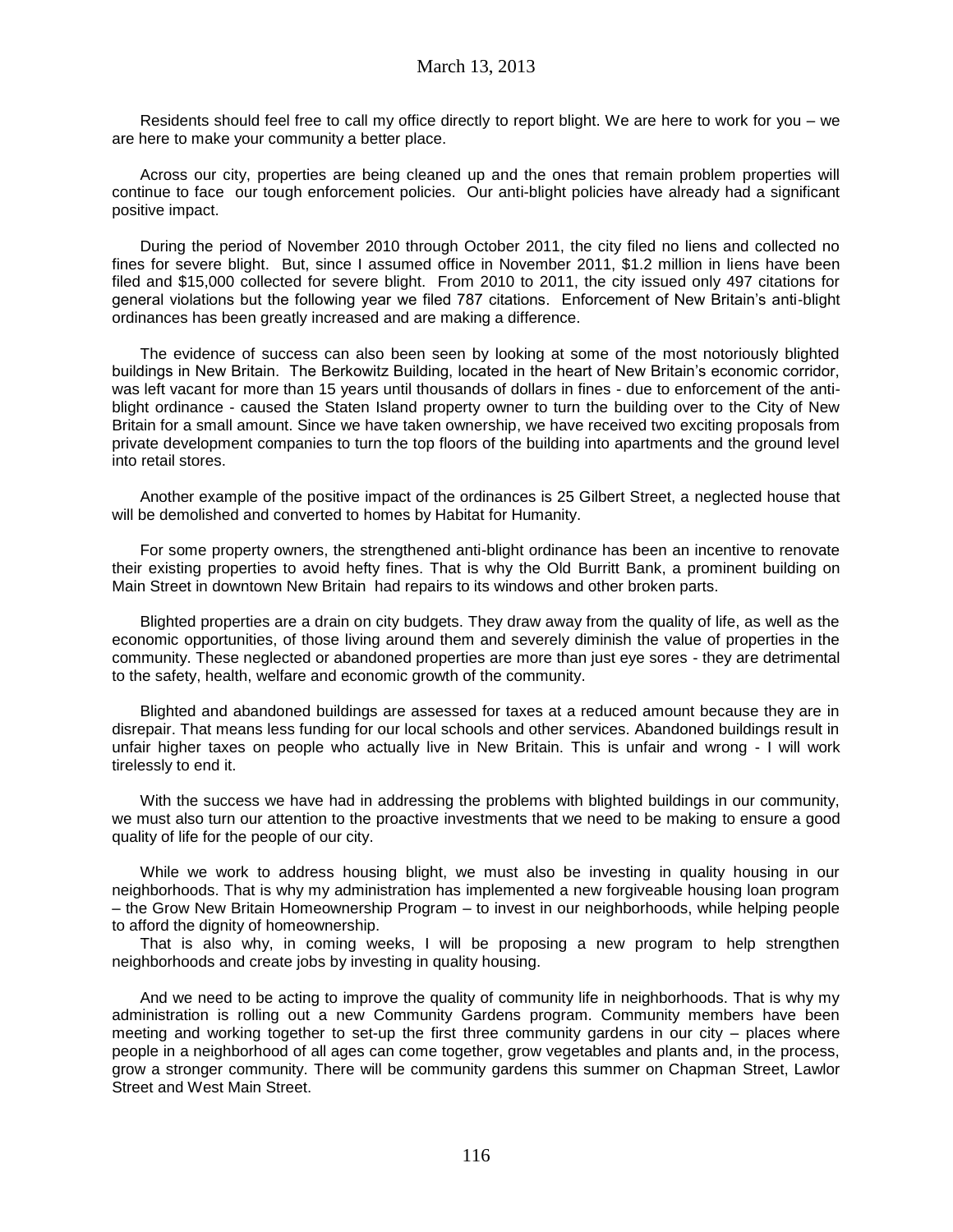Residents should feel free to call my office directly to report blight. We are here to work for you – we are here to make your community a better place.

Across our city, properties are being cleaned up and the ones that remain problem properties will continue to face our tough enforcement policies. Our anti-blight policies have already had a significant positive impact.

During the period of November 2010 through October 2011, the city filed no liens and collected no fines for severe blight. But, since I assumed office in November 2011, $1.2 million in liens have been filed and $15,000 collected for severe blight. From 2010 to 2011, the city issued only 497 citations for general violations but the following year we filed 787 citations. Enforcement of New Britain's anti-blight ordinances has been greatly increased and are making a difference.

The evidence of success can also been seen by looking at some of the most notoriously blighted buildings in New Britain. The Berkowitz Building, located in the heart of New Britain's economic corridor, was left vacant for more than 15 years until thousands of dollars in fines - due to enforcement of the anti-blight ordinance - caused the Staten Island property owner to turn the building over to the City of New Britain for a small amount. Since we have taken ownership, we have received two exciting proposals from private development companies to turn the top floors of the building into apartments and the ground level into retail stores.

Another example of the positive impact of the ordinances is 25 Gilbert Street, a neglected house that will be demolished and converted to homes by Habitat for Humanity.

For some property owners, the strengthened anti-blight ordinance has been an incentive to renovate their existing properties to avoid hefty fines. That is why the Old Burritt Bank, a prominent building on Main Street in downtown New Britain had repairs to its windows and other broken parts.

Blighted properties are a drain on city budgets. They draw away from the quality of life, as well as the economic opportunities, of those living around them and severely diminish the value of properties in the community. These neglected or abandoned properties are more than just eye sores - they are detrimental to the safety, health, welfare and economic growth of the community.

Blighted and abandoned buildings are assessed for taxes at a reduced amount because they are in disrepair. That means less funding for our local schools and other services. Abandoned buildings result in unfair higher taxes on people who actually live in New Britain. This is unfair and wrong - I will work tirelessly to end it.

With the success we have had in addressing the problems with blighted buildings in our community, we must also turn our attention to the proactive investments that we need to be making to ensure a good quality of life for the people of our city.

While we work to address housing blight, we must also be investing in quality housing in our neighborhoods. That is why my administration has implemented a new forgiveable housing loan program – the Grow New Britain Homeownership Program – to invest in our neighborhoods, while helping people to afford the dignity of homeownership.

That is also why, in coming weeks, I will be proposing a new program to help strengthen neighborhoods and create jobs by investing in quality housing.

And we need to be acting to improve the quality of community life in neighborhoods. That is why my administration is rolling out a new Community Gardens program. Community members have been meeting and working together to set-up the first three community gardens in our city – places where people in a neighborhood of all ages can come together, grow vegetables and plants and, in the process, grow a stronger community. There will be community gardens this summer on Chapman Street, Lawlor Street and West Main Street.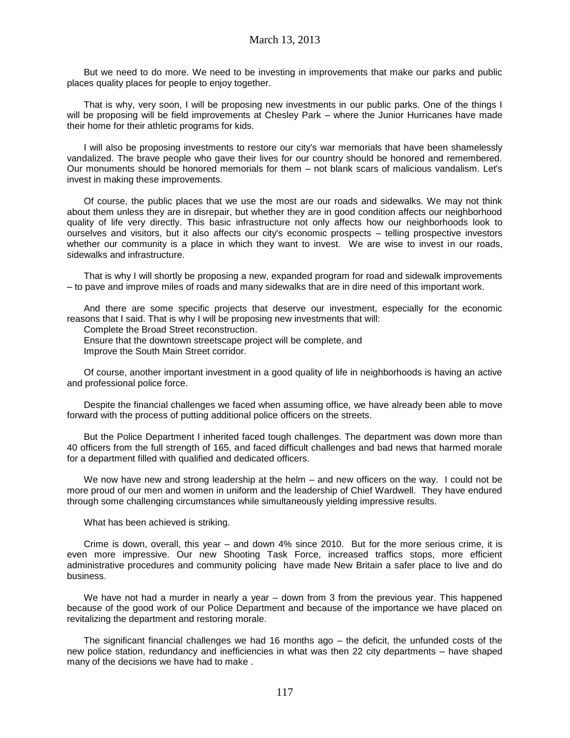But we need to do more. We need to be investing in improvements that make our parks and public places quality places for people to enjoy together.

That is why, very soon, I will be proposing new investments in our public parks. One of the things I will be proposing will be field improvements at Chesley Park – where the Junior Hurricanes have made their home for their athletic programs for kids.

I will also be proposing investments to restore our city's war memorials that have been shamelessly vandalized. The brave people who gave their lives for our country should be honored and remembered. Our monuments should be honored memorials for them – not blank scars of malicious vandalism. Let's invest in making these improvements.

Of course, the public places that we use the most are our roads and sidewalks. We may not think about them unless they are in disrepair, but whether they are in good condition affects our neighborhood quality of life very directly. This basic infrastructure not only affects how our neighborhoods look to ourselves and visitors, but it also affects our city's economic prospects – telling prospective investors whether our community is a place in which they want to invest. We are wise to invest in our roads, sidewalks and infrastructure.

That is why I will shortly be proposing a new, expanded program for road and sidewalk improvements – to pave and improve miles of roads and many sidewalks that are in dire need of this important work.

And there are some specific projects that deserve our investment, especially for the economic reasons that I said. That is why I will be proposing new investments that will:

Complete the Broad Street reconstruction.
Ensure that the downtown streetscape project will be complete, and
Improve the South Main Street corridor.

Of course, another important investment in a good quality of life in neighborhoods is having an active and professional police force.

Despite the financial challenges we faced when assuming office, we have already been able to move forward with the process of putting additional police officers on the streets.

But the Police Department I inherited faced tough challenges. The department was down more than 40 officers from the full strength of 165, and faced difficult challenges and bad news that harmed morale for a department filled with qualified and dedicated officers.

We now have new and strong leadership at the helm – and new officers on the way. I could not be more proud of our men and women in uniform and the leadership of Chief Wardwell. They have endured through some challenging circumstances while simultaneously yielding impressive results.

What has been achieved is striking.

Crime is down, overall, this year – and down 4% since 2010. But for the more serious crime, it is even more impressive. Our new Shooting Task Force, increased traffics stops, more efficient administrative procedures and community policing have made New Britain a safer place to live and do business.

We have not had a murder in nearly a year – down from 3 from the previous year. This happened because of the good work of our Police Department and because of the importance we have placed on revitalizing the department and restoring morale.

The significant financial challenges we had 16 months ago – the deficit, the unfunded costs of the new police station, redundancy and inefficiencies in what was then 22 city departments – have shaped many of the decisions we have had to make .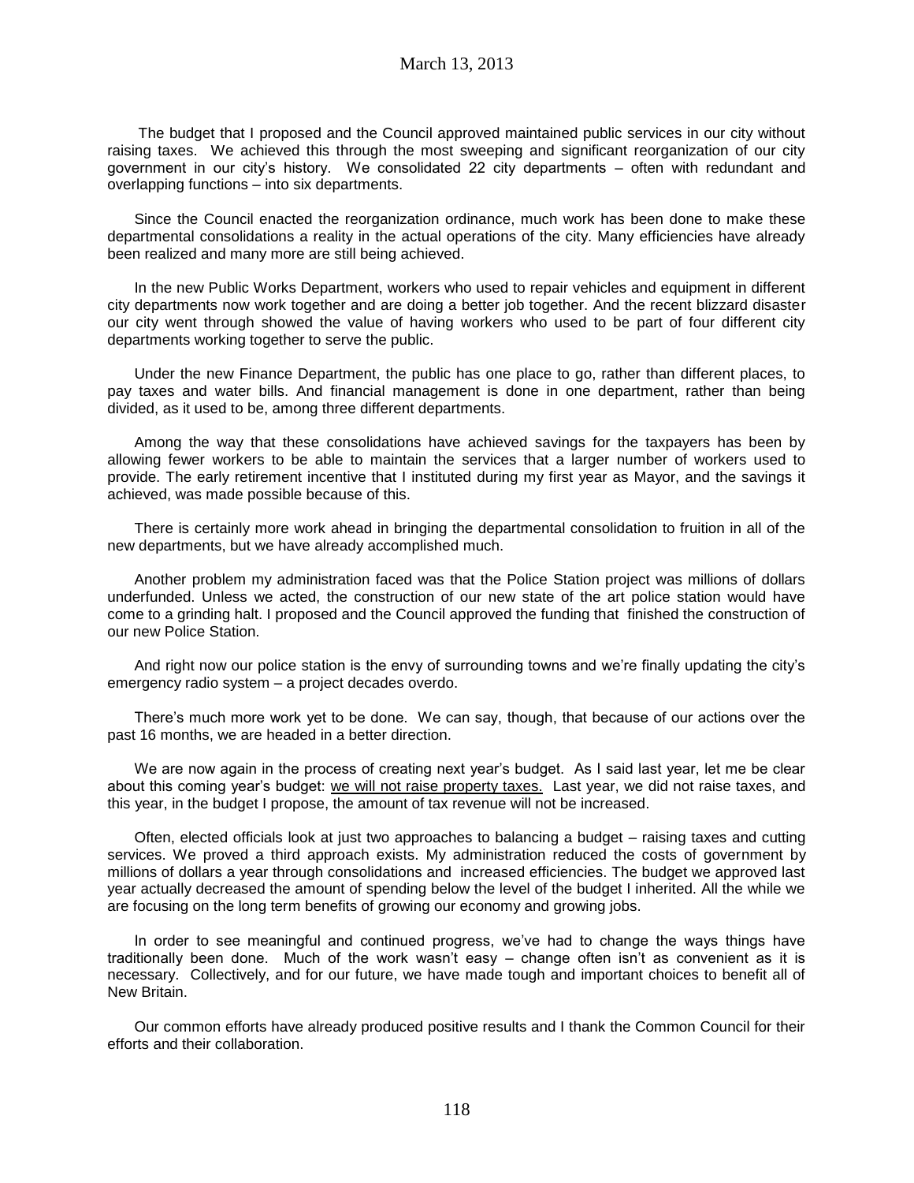The budget that I proposed and the Council approved maintained public services in our city without raising taxes. We achieved this through the most sweeping and significant reorganization of our city government in our city's history. We consolidated 22 city departments – often with redundant and overlapping functions – into six departments.

Since the Council enacted the reorganization ordinance, much work has been done to make these departmental consolidations a reality in the actual operations of the city. Many efficiencies have already been realized and many more are still being achieved.

In the new Public Works Department, workers who used to repair vehicles and equipment in different city departments now work together and are doing a better job together. And the recent blizzard disaster our city went through showed the value of having workers who used to be part of four different city departments working together to serve the public.

Under the new Finance Department, the public has one place to go, rather than different places, to pay taxes and water bills. And financial management is done in one department, rather than being divided, as it used to be, among three different departments.

Among the way that these consolidations have achieved savings for the taxpayers has been by allowing fewer workers to be able to maintain the services that a larger number of workers used to provide. The early retirement incentive that I instituted during my first year as Mayor, and the savings it achieved, was made possible because of this.

There is certainly more work ahead in bringing the departmental consolidation to fruition in all of the new departments, but we have already accomplished much.

Another problem my administration faced was that the Police Station project was millions of dollars underfunded. Unless we acted, the construction of our new state of the art police station would have come to a grinding halt. I proposed and the Council approved the funding that finished the construction of our new Police Station.

And right now our police station is the envy of surrounding towns and we're finally updating the city's emergency radio system – a project decades overdo.

There's much more work yet to be done. We can say, though, that because of our actions over the past 16 months, we are headed in a better direction.

We are now again in the process of creating next year's budget. As I said last year, let me be clear about this coming year's budget: <u>we will not raise property taxes.</u> Last year, we did not raise taxes, and this year, in the budget I propose, the amount of tax revenue will not be increased.

Often, elected officials look at just two approaches to balancing a budget – raising taxes and cutting services. We proved a third approach exists. My administration reduced the costs of government by millions of dollars a year through consolidations and increased efficiencies. The budget we approved last year actually decreased the amount of spending below the level of the budget I inherited. All the while we are focusing on the long term benefits of growing our economy and growing jobs.

In order to see meaningful and continued progress, we've had to change the ways things have traditionally been done. Much of the work wasn't easy – change often isn't as convenient as it is necessary. Collectively, and for our future, we have made tough and important choices to benefit all of New Britain.

Our common efforts have already produced positive results and I thank the Common Council for their efforts and their collaboration.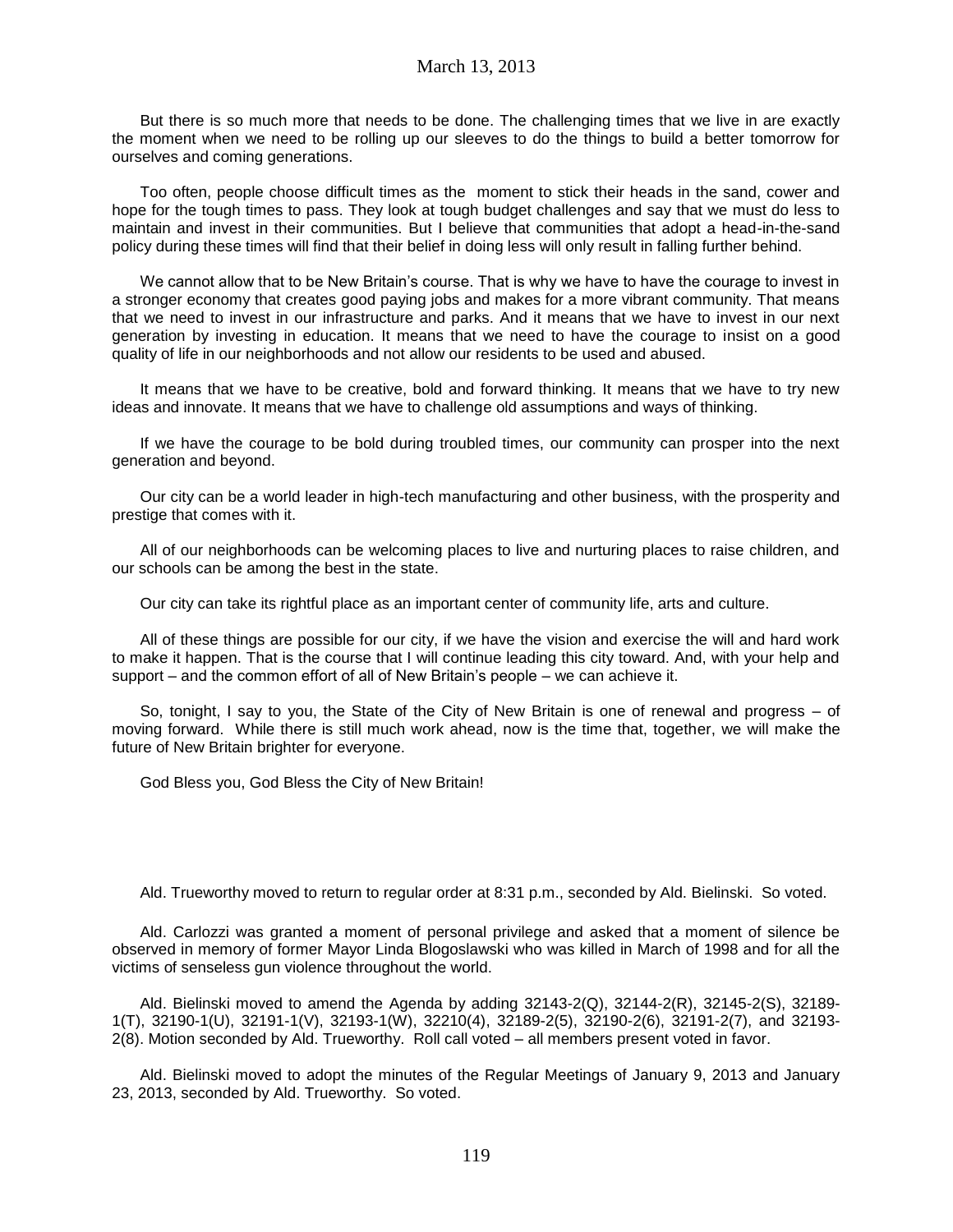But there is so much more that needs to be done. The challenging times that we live in are exactly the moment when we need to be rolling up our sleeves to do the things to build a better tomorrow for ourselves and coming generations.

Too often, people choose difficult times as the moment to stick their heads in the sand, cower and hope for the tough times to pass. They look at tough budget challenges and say that we must do less to maintain and invest in their communities. But I believe that communities that adopt a head-in-the-sand policy during these times will find that their belief in doing less will only result in falling further behind.

We cannot allow that to be New Britain's course. That is why we have to have the courage to invest in a stronger economy that creates good paying jobs and makes for a more vibrant community. That means that we need to invest in our infrastructure and parks. And it means that we have to invest in our next generation by investing in education. It means that we need to have the courage to insist on a good quality of life in our neighborhoods and not allow our residents to be used and abused.

It means that we have to be creative, bold and forward thinking. It means that we have to try new ideas and innovate. It means that we have to challenge old assumptions and ways of thinking.

If we have the courage to be bold during troubled times, our community can prosper into the next generation and beyond.

Our city can be a world leader in high-tech manufacturing and other business, with the prosperity and prestige that comes with it.

All of our neighborhoods can be welcoming places to live and nurturing places to raise children, and our schools can be among the best in the state.

Our city can take its rightful place as an important center of community life, arts and culture.

All of these things are possible for our city, if we have the vision and exercise the will and hard work to make it happen. That is the course that I will continue leading this city toward. And, with your help and support – and the common effort of all of New Britain's people – we can achieve it.

So, tonight, I say to you, the State of the City of New Britain is one of renewal and progress – of moving forward. While there is still much work ahead, now is the time that, together, we will make the future of New Britain brighter for everyone.

God Bless you, God Bless the City of New Britain!

Ald. Trueworthy moved to return to regular order at 8:31 p.m., seconded by Ald. Bielinski. So voted.

Ald. Carlozzi was granted a moment of personal privilege and asked that a moment of silence be observed in memory of former Mayor Linda Blogoslawski who was killed in March of 1998 and for all the victims of senseless gun violence throughout the world.

Ald. Bielinski moved to amend the Agenda by adding 32143-2(Q), 32144-2(R), 32145-2(S), 32189-1(T), 32190-1(U), 32191-1(V), 32193-1(W), 32210(4), 32189-2(5), 32190-2(6), 32191-2(7), and 32193-2(8). Motion seconded by Ald. Trueworthy. Roll call voted – all members present voted in favor.

Ald. Bielinski moved to adopt the minutes of the Regular Meetings of January 9, 2013 and January 23, 2013, seconded by Ald. Trueworthy. So voted.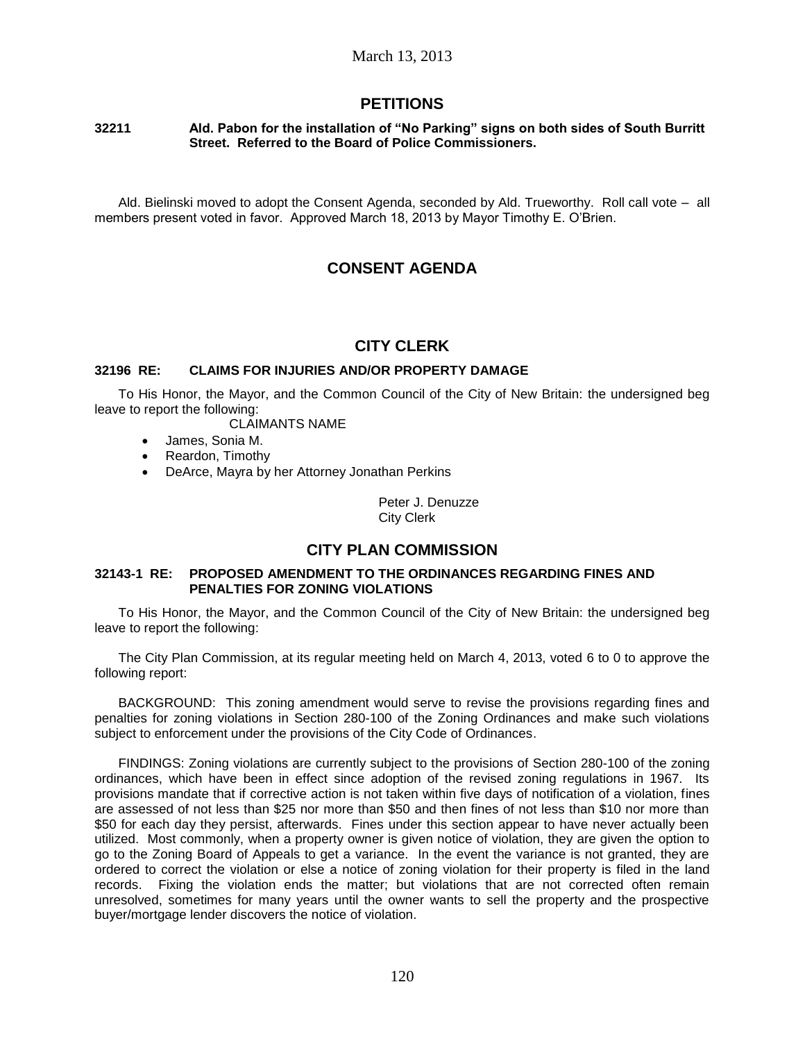## PETITIONS

**32211 Ald. Pabon for the installation of "No Parking" signs on both sides of South Burritt Street. Referred to the Board of Police Commissioners.**

Ald. Bielinski moved to adopt the Consent Agenda, seconded by Ald. Trueworthy. Roll call vote – all members present voted in favor. Approved March 18, 2013 by Mayor Timothy E. O'Brien.

## CONSENT AGENDA

## CITY CLERK

**32196 RE: CLAIMS FOR INJURIES AND/OR PROPERTY DAMAGE**

To His Honor, the Mayor, and the Common Council of the City of New Britain: the undersigned beg leave to report the following:

CLAIMANTS NAME

- James, Sonia M.
- Reardon, Timothy
- DeArce, Mayra by her Attorney Jonathan Perkins

Peter J. Denuzze
City Clerk

## CITY PLAN COMMISSION

**32143-1 RE: PROPOSED AMENDMENT TO THE ORDINANCES REGARDING FINES AND PENALTIES FOR ZONING VIOLATIONS**

To His Honor, the Mayor, and the Common Council of the City of New Britain: the undersigned beg leave to report the following:

The City Plan Commission, at its regular meeting held on March 4, 2013, voted 6 to 0 to approve the following report:

BACKGROUND: This zoning amendment would serve to revise the provisions regarding fines and penalties for zoning violations in Section 280-100 of the Zoning Ordinances and make such violations subject to enforcement under the provisions of the City Code of Ordinances.

FINDINGS: Zoning violations are currently subject to the provisions of Section 280-100 of the zoning ordinances, which have been in effect since adoption of the revised zoning regulations in 1967. Its provisions mandate that if corrective action is not taken within five days of notification of a violation, fines are assessed of not less than $25 nor more than $50 and then fines of not less than $10 nor more than $50 for each day they persist, afterwards. Fines under this section appear to have never actually been utilized. Most commonly, when a property owner is given notice of violation, they are given the option to go to the Zoning Board of Appeals to get a variance. In the event the variance is not granted, they are ordered to correct the violation or else a notice of zoning violation for their property is filed in the land records. Fixing the violation ends the matter; but violations that are not corrected often remain unresolved, sometimes for many years until the owner wants to sell the property and the prospective buyer/mortgage lender discovers the notice of violation.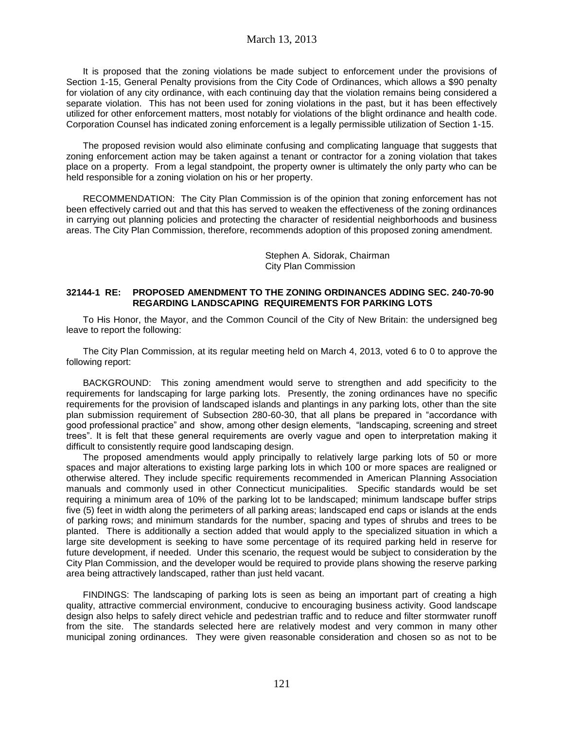It is proposed that the zoning violations be made subject to enforcement under the provisions of Section 1-15, General Penalty provisions from the City Code of Ordinances, which allows a $90 penalty for violation of any city ordinance, with each continuing day that the violation remains being considered a separate violation. This has not been used for zoning violations in the past, but it has been effectively utilized for other enforcement matters, most notably for violations of the blight ordinance and health code. Corporation Counsel has indicated zoning enforcement is a legally permissible utilization of Section 1-15.

The proposed revision would also eliminate confusing and complicating language that suggests that zoning enforcement action may be taken against a tenant or contractor for a zoning violation that takes place on a property. From a legal standpoint, the property owner is ultimately the only party who can be held responsible for a zoning violation on his or her property.

RECOMMENDATION: The City Plan Commission is of the opinion that zoning enforcement has not been effectively carried out and that this has served to weaken the effectiveness of the zoning ordinances in carrying out planning policies and protecting the character of residential neighborhoods and business areas. The City Plan Commission, therefore, recommends adoption of this proposed zoning amendment.

Stephen A. Sidorak, Chairman
City Plan Commission

**32144-1 RE: PROPOSED AMENDMENT TO THE ZONING ORDINANCES ADDING SEC. 240-70-90 REGARDING LANDSCAPING REQUIREMENTS FOR PARKING LOTS**

To His Honor, the Mayor, and the Common Council of the City of New Britain: the undersigned beg leave to report the following:

The City Plan Commission, at its regular meeting held on March 4, 2013, voted 6 to 0 to approve the following report:

BACKGROUND: This zoning amendment would serve to strengthen and add specificity to the requirements for landscaping for large parking lots. Presently, the zoning ordinances have no specific requirements for the provision of landscaped islands and plantings in any parking lots, other than the site plan submission requirement of Subsection 280-60-30, that all plans be prepared in "accordance with good professional practice" and show, among other design elements, "landscaping, screening and street trees". It is felt that these general requirements are overly vague and open to interpretation making it difficult to consistently require good landscaping design.

The proposed amendments would apply principally to relatively large parking lots of 50 or more spaces and major alterations to existing large parking lots in which 100 or more spaces are realigned or otherwise altered. They include specific requirements recommended in American Planning Association manuals and commonly used in other Connecticut municipalities. Specific standards would be set requiring a minimum area of 10% of the parking lot to be landscaped; minimum landscape buffer strips five (5) feet in width along the perimeters of all parking areas; landscaped end caps or islands at the ends of parking rows; and minimum standards for the number, spacing and types of shrubs and trees to be planted. There is additionally a section added that would apply to the specialized situation in which a large site development is seeking to have some percentage of its required parking held in reserve for future development, if needed. Under this scenario, the request would be subject to consideration by the City Plan Commission, and the developer would be required to provide plans showing the reserve parking area being attractively landscaped, rather than just held vacant.

FINDINGS: The landscaping of parking lots is seen as being an important part of creating a high quality, attractive commercial environment, conducive to encouraging business activity. Good landscape design also helps to safely direct vehicle and pedestrian traffic and to reduce and filter stormwater runoff from the site. The standards selected here are relatively modest and very common in many other municipal zoning ordinances. They were given reasonable consideration and chosen so as not to be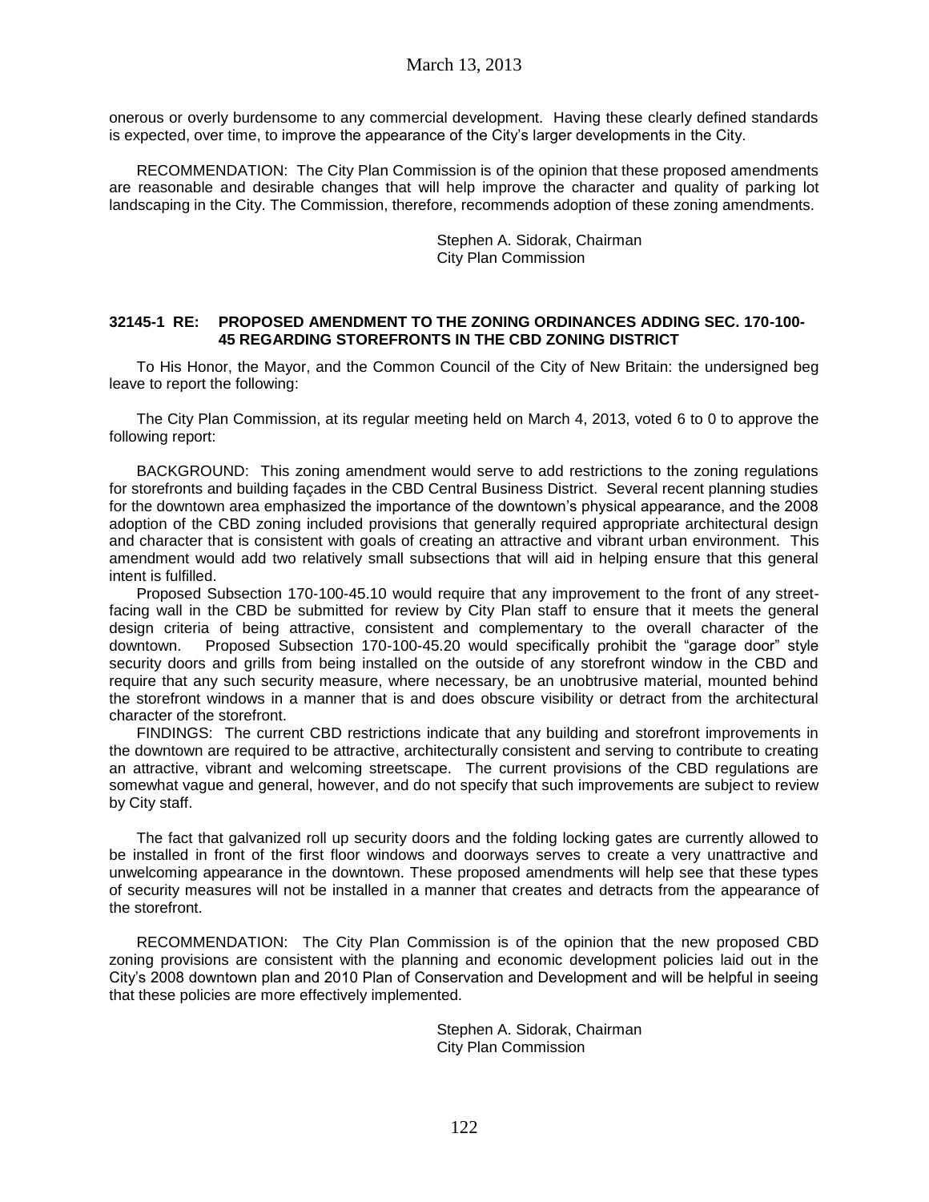onerous or overly burdensome to any commercial development. Having these clearly defined standards is expected, over time, to improve the appearance of the City's larger developments in the City.

RECOMMENDATION: The City Plan Commission is of the opinion that these proposed amendments are reasonable and desirable changes that will help improve the character and quality of parking lot landscaping in the City. The Commission, therefore, recommends adoption of these zoning amendments.

Stephen A. Sidorak, Chairman
City Plan Commission

**32145-1 RE: PROPOSED AMENDMENT TO THE ZONING ORDINANCES ADDING SEC. 170-100-45 REGARDING STOREFRONTS IN THE CBD ZONING DISTRICT**

To His Honor, the Mayor, and the Common Council of the City of New Britain: the undersigned beg leave to report the following:

The City Plan Commission, at its regular meeting held on March 4, 2013, voted 6 to 0 to approve the following report:

BACKGROUND: This zoning amendment would serve to add restrictions to the zoning regulations for storefronts and building façades in the CBD Central Business District. Several recent planning studies for the downtown area emphasized the importance of the downtown's physical appearance, and the 2008 adoption of the CBD zoning included provisions that generally required appropriate architectural design and character that is consistent with goals of creating an attractive and vibrant urban environment. This amendment would add two relatively small subsections that will aid in helping ensure that this general intent is fulfilled.

Proposed Subsection 170-100-45.10 would require that any improvement to the front of any street-facing wall in the CBD be submitted for review by City Plan staff to ensure that it meets the general design criteria of being attractive, consistent and complementary to the overall character of the downtown. Proposed Subsection 170-100-45.20 would specifically prohibit the "garage door" style security doors and grills from being installed on the outside of any storefront window in the CBD and require that any such security measure, where necessary, be an unobtrusive material, mounted behind the storefront windows in a manner that is and does obscure visibility or detract from the architectural character of the storefront.

FINDINGS: The current CBD restrictions indicate that any building and storefront improvements in the downtown are required to be attractive, architecturally consistent and serving to contribute to creating an attractive, vibrant and welcoming streetscape. The current provisions of the CBD regulations are somewhat vague and general, however, and do not specify that such improvements are subject to review by City staff.

The fact that galvanized roll up security doors and the folding locking gates are currently allowed to be installed in front of the first floor windows and doorways serves to create a very unattractive and unwelcoming appearance in the downtown. These proposed amendments will help see that these types of security measures will not be installed in a manner that creates and detracts from the appearance of the storefront.

RECOMMENDATION: The City Plan Commission is of the opinion that the new proposed CBD zoning provisions are consistent with the planning and economic development policies laid out in the City's 2008 downtown plan and 2010 Plan of Conservation and Development and will be helpful in seeing that these policies are more effectively implemented.

Stephen A. Sidorak, Chairman
City Plan Commission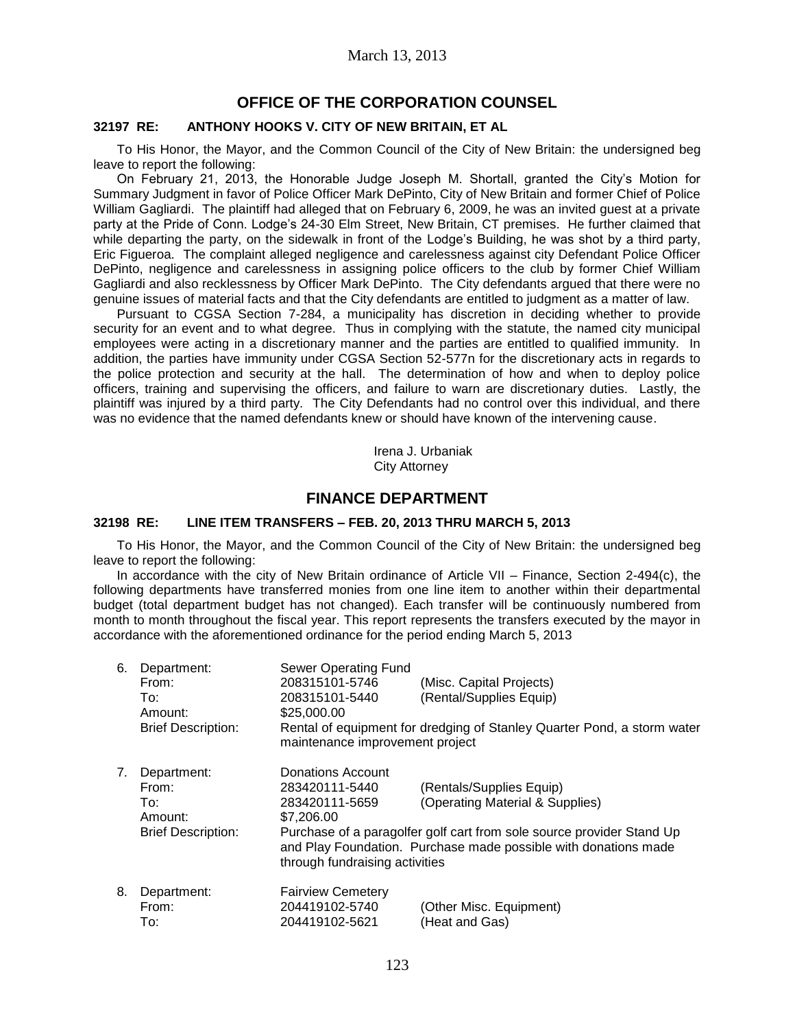March 13, 2013

## OFFICE OF THE CORPORATION COUNSEL

### 32197 RE: ANTHONY HOOKS V. CITY OF NEW BRITAIN, ET AL

To His Honor, the Mayor, and the Common Council of the City of New Britain: the undersigned beg leave to report the following:

On February 21, 2013, the Honorable Judge Joseph M. Shortall, granted the City's Motion for Summary Judgment in favor of Police Officer Mark DePinto, City of New Britain and former Chief of Police William Gagliardi. The plaintiff had alleged that on February 6, 2009, he was an invited guest at a private party at the Pride of Conn. Lodge's 24-30 Elm Street, New Britain, CT premises. He further claimed that while departing the party, on the sidewalk in front of the Lodge's Building, he was shot by a third party, Eric Figueroa. The complaint alleged negligence and carelessness against city Defendant Police Officer DePinto, negligence and carelessness in assigning police officers to the club by former Chief William Gagliardi and also recklessness by Officer Mark DePinto. The City defendants argued that there were no genuine issues of material facts and that the City defendants are entitled to judgment as a matter of law.

Pursuant to CGSA Section 7-284, a municipality has discretion in deciding whether to provide security for an event and to what degree. Thus in complying with the statute, the named city municipal employees were acting in a discretionary manner and the parties are entitled to qualified immunity. In addition, the parties have immunity under CGSA Section 52-577n for the discretionary acts in regards to the police protection and security at the hall. The determination of how and when to deploy police officers, training and supervising the officers, and failure to warn are discretionary duties. Lastly, the plaintiff was injured by a third party. The City Defendants had no control over this individual, and there was no evidence that the named defendants knew or should have known of the intervening cause.

Irena J. Urbaniak
City Attorney

## FINANCE DEPARTMENT

### 32198 RE: LINE ITEM TRANSFERS – FEB. 20, 2013 THRU MARCH 5, 2013

To His Honor, the Mayor, and the Common Council of the City of New Britain: the undersigned beg leave to report the following:

In accordance with the city of New Britain ordinance of Article VII – Finance, Section 2-494(c), the following departments have transferred monies from one line item to another within their departmental budget (total department budget has not changed). Each transfer will be continuously numbered from month to month throughout the fiscal year. This report represents the transfers executed by the mayor in accordance with the aforementioned ordinance for the period ending March 5, 2013

6. Department: Sewer Operating Fund
   From: 208315101-5746 (Misc. Capital Projects)
   To: 208315101-5440 (Rental/Supplies Equip)
   Amount: $25,000.00
   Brief Description: Rental of equipment for dredging of Stanley Quarter Pond, a storm water maintenance improvement project

7. Department: Donations Account
   From: 283420111-5440 (Rentals/Supplies Equip)
   To: 283420111-5659 (Operating Material & Supplies)
   Amount: $7,206.00
   Brief Description: Purchase of a paragolfer golf cart from sole source provider Stand Up and Play Foundation. Purchase made possible with donations made through fundraising activities

8. Department: Fairview Cemetery
   From: 204419102-5740 (Other Misc. Equipment)
   To: 204419102-5621 (Heat and Gas)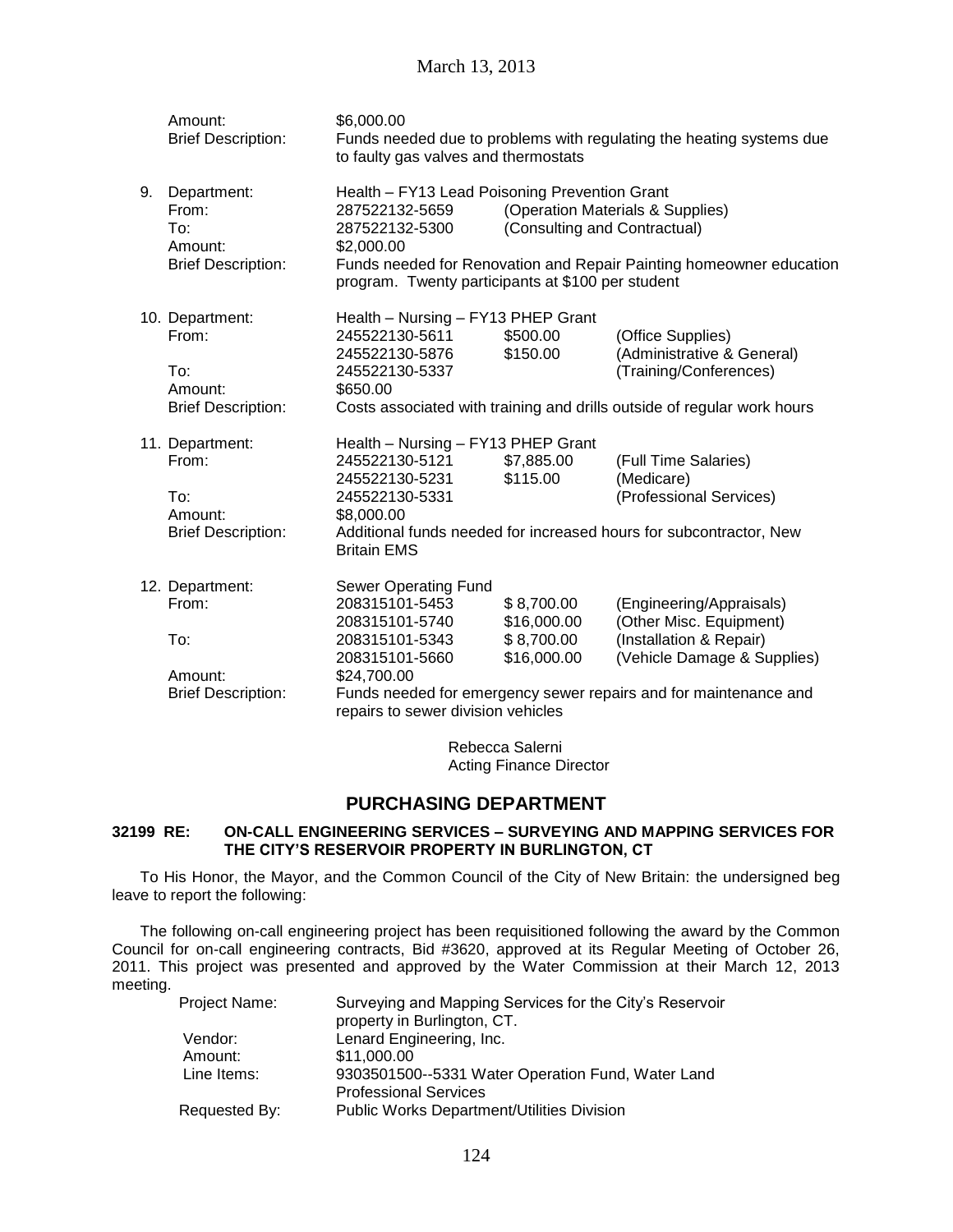Amount: $6,000.00
Brief Description: Funds needed due to problems with regulating the heating systems due to faulty gas valves and thermostats

9. Department: Health – FY13 Lead Poisoning Prevention Grant
From: 287522132-5659 (Operation Materials & Supplies)
To: 287522132-5300 (Consulting and Contractual)
Amount: $2,000.00
Brief Description: Funds needed for Renovation and Repair Painting homeowner education program. Twenty participants at $100 per student

10. Department: Health – Nursing – FY13 PHEP Grant
From: 245522130-5611 $500.00 (Office Supplies)
245522130-5876 $150.00 (Administrative & General)
To: 245522130-5337 (Training/Conferences)
Amount: $650.00
Brief Description: Costs associated with training and drills outside of regular work hours

11. Department: Health – Nursing – FY13 PHEP Grant
From: 245522130-5121 $7,885.00 (Full Time Salaries)
245522130-5231 $115.00 (Medicare)
To: 245522130-5331 (Professional Services)
Amount: $8,000.00
Brief Description: Additional funds needed for increased hours for subcontractor, New Britain EMS

12. Department: Sewer Operating Fund
From: 208315101-5453 $ 8,700.00 (Engineering/Appraisals)
208315101-5740 $16,000.00 (Other Misc. Equipment)
To: 208315101-5343 $ 8,700.00 (Installation & Repair)
208315101-5660 $16,000.00 (Vehicle Damage & Supplies)
Amount: $24,700.00
Brief Description: Funds needed for emergency sewer repairs and for maintenance and repairs to sewer division vehicles

Rebecca Salerni
Acting Finance Director

## PURCHASING DEPARTMENT

**32199 RE: ON-CALL ENGINEERING SERVICES – SURVEYING AND MAPPING SERVICES FOR THE CITY'S RESERVOIR PROPERTY IN BURLINGTON, CT**

To His Honor, the Mayor, and the Common Council of the City of New Britain: the undersigned beg leave to report the following:

The following on-call engineering project has been requisitioned following the award by the Common Council for on-call engineering contracts, Bid #3620, approved at its Regular Meeting of October 26, 2011. This project was presented and approved by the Water Commission at their March 12, 2013 meeting.

Project Name: Surveying and Mapping Services for the City's Reservoir property in Burlington, CT.
Vendor: Lenard Engineering, Inc.
Amount: $11,000.00
Line Items: 9303501500--5331 Water Operation Fund, Water Land Professional Services
Requested By: Public Works Department/Utilities Division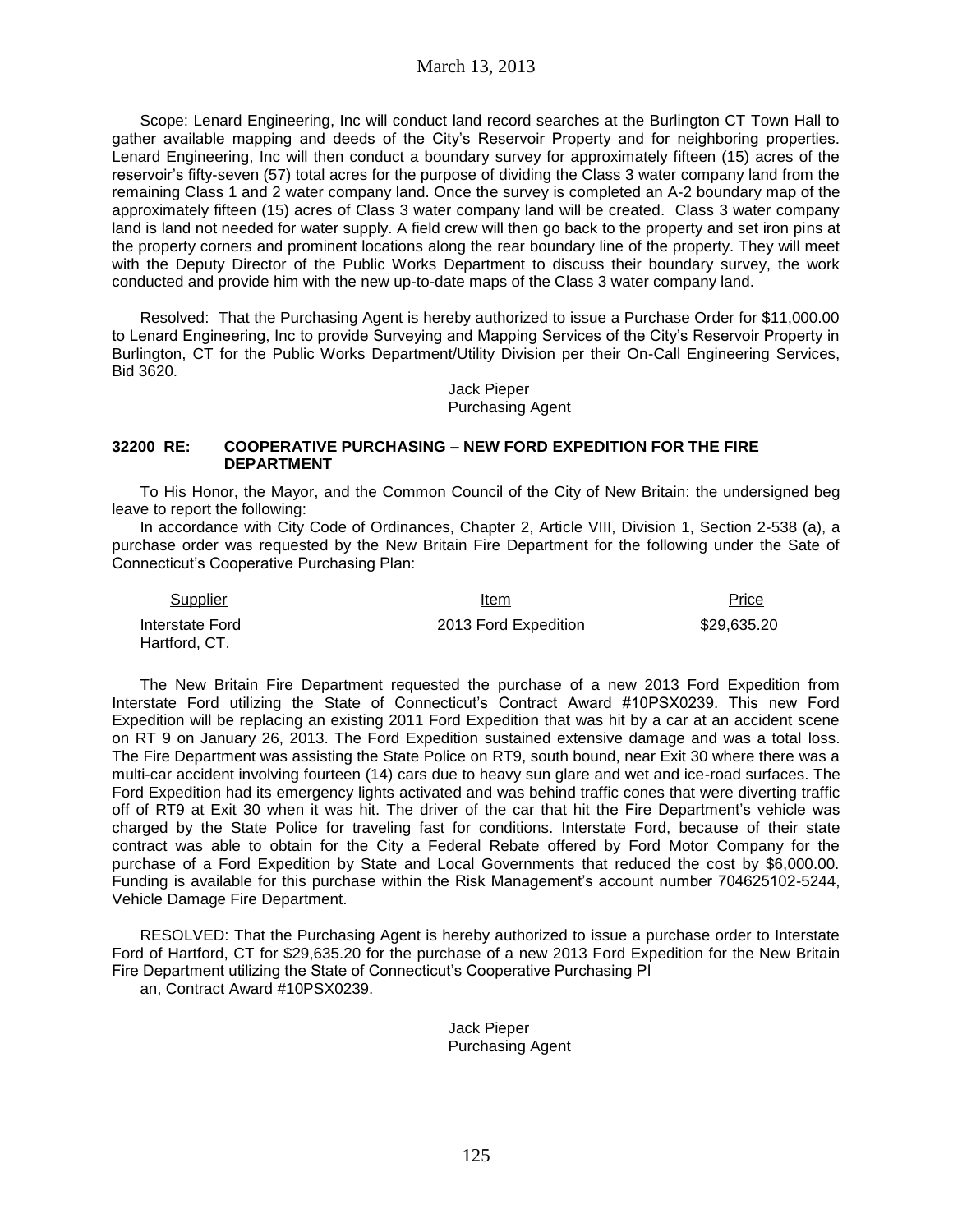Scope: Lenard Engineering, Inc will conduct land record searches at the Burlington CT Town Hall to gather available mapping and deeds of the City's Reservoir Property and for neighboring properties. Lenard Engineering, Inc will then conduct a boundary survey for approximately fifteen (15) acres of the reservoir's fifty-seven (57) total acres for the purpose of dividing the Class 3 water company land from the remaining Class 1 and 2 water company land. Once the survey is completed an A-2 boundary map of the approximately fifteen (15) acres of Class 3 water company land will be created. Class 3 water company land is land not needed for water supply. A field crew will then go back to the property and set iron pins at the property corners and prominent locations along the rear boundary line of the property. They will meet with the Deputy Director of the Public Works Department to discuss their boundary survey, the work conducted and provide him with the new up-to-date maps of the Class 3 water company land.

Resolved: That the Purchasing Agent is hereby authorized to issue a Purchase Order for $11,000.00 to Lenard Engineering, Inc to provide Surveying and Mapping Services of the City's Reservoir Property in Burlington, CT for the Public Works Department/Utility Division per their On-Call Engineering Services, Bid 3620.

Jack Pieper
Purchasing Agent

**32200 RE: COOPERATIVE PURCHASING – NEW FORD EXPEDITION FOR THE FIRE DEPARTMENT**

To His Honor, the Mayor, and the Common Council of the City of New Britain: the undersigned beg leave to report the following:

In accordance with City Code of Ordinances, Chapter 2, Article VIII, Division 1, Section 2-538 (a), a purchase order was requested by the New Britain Fire Department for the following under the Sate of Connecticut's Cooperative Purchasing Plan:

| Supplier | Item | Price |
|---|---|---|
| Interstate Ford Hartford, CT. | 2013 Ford Expedition | $29,635.20 |

The New Britain Fire Department requested the purchase of a new 2013 Ford Expedition from Interstate Ford utilizing the State of Connecticut's Contract Award #10PSX0239. This new Ford Expedition will be replacing an existing 2011 Ford Expedition that was hit by a car at an accident scene on RT 9 on January 26, 2013. The Ford Expedition sustained extensive damage and was a total loss. The Fire Department was assisting the State Police on RT9, south bound, near Exit 30 where there was a multi-car accident involving fourteen (14) cars due to heavy sun glare and wet and ice-road surfaces. The Ford Expedition had its emergency lights activated and was behind traffic cones that were diverting traffic off of RT9 at Exit 30 when it was hit. The driver of the car that hit the Fire Department's vehicle was charged by the State Police for traveling fast for conditions. Interstate Ford, because of their state contract was able to obtain for the City a Federal Rebate offered by Ford Motor Company for the purchase of a Ford Expedition by State and Local Governments that reduced the cost by $6,000.00. Funding is available for this purchase within the Risk Management's account number 704625102-5244, Vehicle Damage Fire Department.

RESOLVED: That the Purchasing Agent is hereby authorized to issue a purchase order to Interstate Ford of Hartford, CT for $29,635.20 for the purchase of a new 2013 Ford Expedition for the New Britain Fire Department utilizing the State of Connecticut's Cooperative Purchasing Pl
an, Contract Award #10PSX0239.

Jack Pieper
Purchasing Agent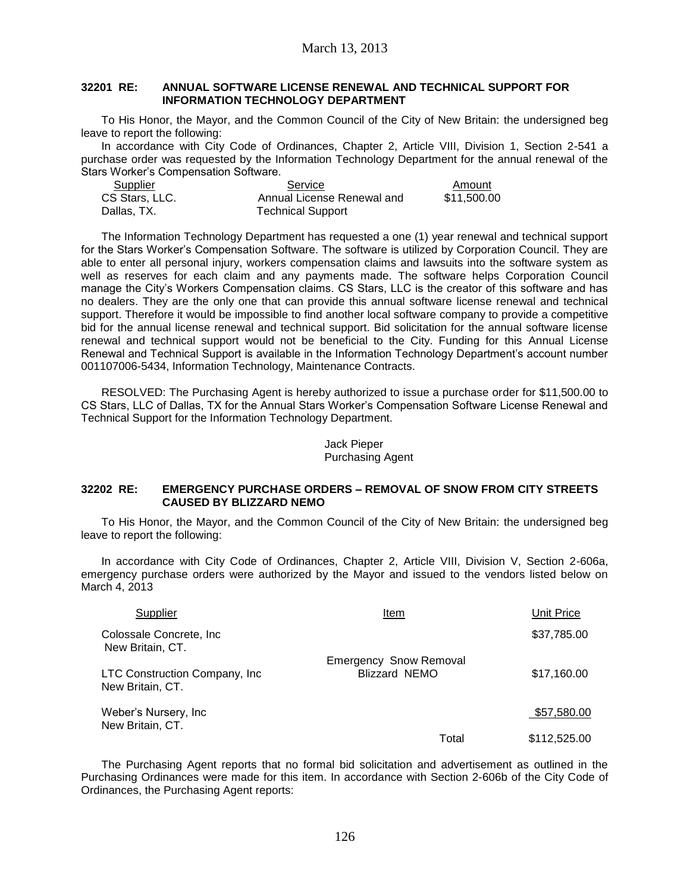March 13, 2013

**32201 RE: ANNUAL SOFTWARE LICENSE RENEWAL AND TECHNICAL SUPPORT FOR INFORMATION TECHNOLOGY DEPARTMENT**

To His Honor, the Mayor, and the Common Council of the City of New Britain: the undersigned beg leave to report the following:

In accordance with City Code of Ordinances, Chapter 2, Article VIII, Division 1, Section 2-541 a purchase order was requested by the Information Technology Department for the annual renewal of the Stars Worker's Compensation Software.

| Supplier | Service | Amount |
|---|---|---|
| CS Stars, LLC. Dallas, TX. | Annual License Renewal and Technical Support | $11,500.00 |

The Information Technology Department has requested a one (1) year renewal and technical support for the Stars Worker's Compensation Software. The software is utilized by Corporation Council. They are able to enter all personal injury, workers compensation claims and lawsuits into the software system as well as reserves for each claim and any payments made. The software helps Corporation Council manage the City's Workers Compensation claims. CS Stars, LLC is the creator of this software and has no dealers. They are the only one that can provide this annual software license renewal and technical support. Therefore it would be impossible to find another local software company to provide a competitive bid for the annual license renewal and technical support. Bid solicitation for the annual software license renewal and technical support would not be beneficial to the City. Funding for this Annual License Renewal and Technical Support is available in the Information Technology Department's account number 001107006-5434, Information Technology, Maintenance Contracts.

RESOLVED: The Purchasing Agent is hereby authorized to issue a purchase order for $11,500.00 to CS Stars, LLC of Dallas, TX for the Annual Stars Worker's Compensation Software License Renewal and Technical Support for the Information Technology Department.

Jack Pieper
Purchasing Agent

**32202 RE: EMERGENCY PURCHASE ORDERS – REMOVAL OF SNOW FROM CITY STREETS CAUSED BY BLIZZARD NEMO**

To His Honor, the Mayor, and the Common Council of the City of New Britain: the undersigned beg leave to report the following:

In accordance with City Code of Ordinances, Chapter 2, Article VIII, Division V, Section 2-606a, emergency purchase orders were authorized by the Mayor and issued to the vendors listed below on March 4, 2013

| Supplier | Item | Unit Price |
|---|---|---|
| Colossale Concrete, Inc New Britain, CT. | | $37,785.00 |
| LTC Construction Company, Inc New Britain, CT. | Emergency Snow Removal Blizzard NEMO | $17,160.00 |
| Weber's Nursery, Inc New Britain, CT. | | $57,580.00 |
| | Total | $112,525.00 |

The Purchasing Agent reports that no formal bid solicitation and advertisement as outlined in the Purchasing Ordinances were made for this item. In accordance with Section 2-606b of the City Code of Ordinances, the Purchasing Agent reports: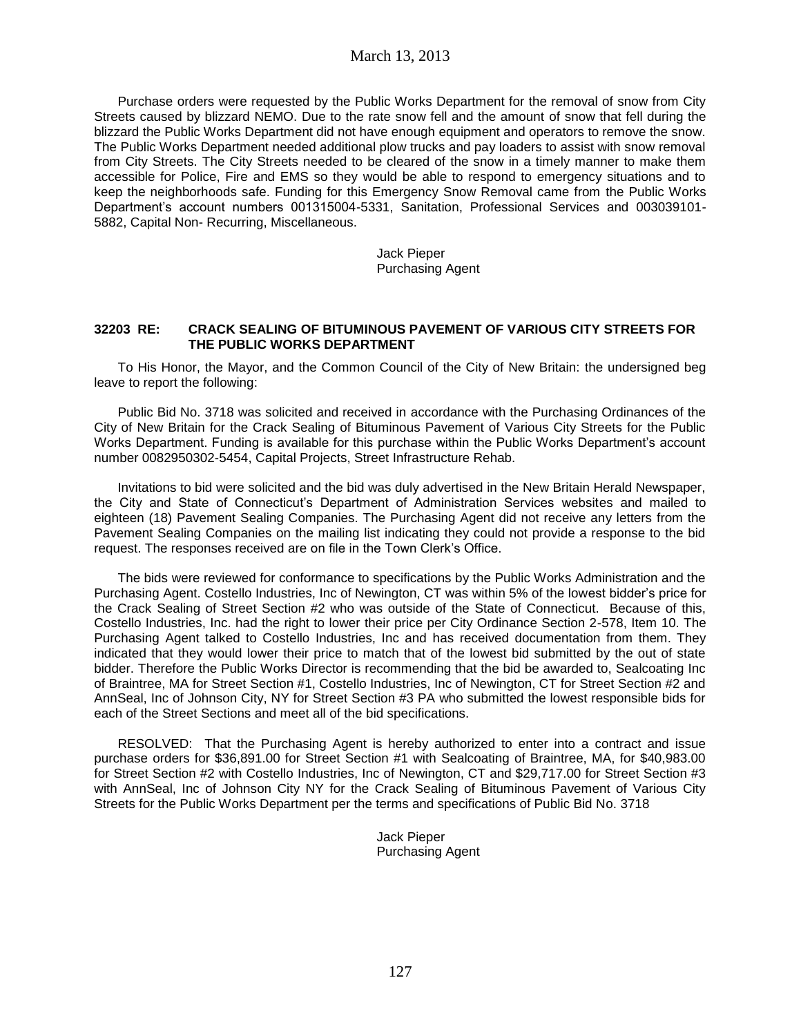Purchase orders were requested by the Public Works Department for the removal of snow from City Streets caused by blizzard NEMO. Due to the rate snow fell and the amount of snow that fell during the blizzard the Public Works Department did not have enough equipment and operators to remove the snow. The Public Works Department needed additional plow trucks and pay loaders to assist with snow removal from City Streets. The City Streets needed to be cleared of the snow in a timely manner to make them accessible for Police, Fire and EMS so they would be able to respond to emergency situations and to keep the neighborhoods safe. Funding for this Emergency Snow Removal came from the Public Works Department's account numbers 001315004-5331, Sanitation, Professional Services and 003039101-5882, Capital Non- Recurring, Miscellaneous.

Jack Pieper
Purchasing Agent

**32203 RE: CRACK SEALING OF BITUMINOUS PAVEMENT OF VARIOUS CITY STREETS FOR THE PUBLIC WORKS DEPARTMENT**

To His Honor, the Mayor, and the Common Council of the City of New Britain: the undersigned beg leave to report the following:

Public Bid No. 3718 was solicited and received in accordance with the Purchasing Ordinances of the City of New Britain for the Crack Sealing of Bituminous Pavement of Various City Streets for the Public Works Department. Funding is available for this purchase within the Public Works Department's account number 0082950302-5454, Capital Projects, Street Infrastructure Rehab.

Invitations to bid were solicited and the bid was duly advertised in the New Britain Herald Newspaper, the City and State of Connecticut's Department of Administration Services websites and mailed to eighteen (18) Pavement Sealing Companies. The Purchasing Agent did not receive any letters from the Pavement Sealing Companies on the mailing list indicating they could not provide a response to the bid request. The responses received are on file in the Town Clerk's Office.

The bids were reviewed for conformance to specifications by the Public Works Administration and the Purchasing Agent. Costello Industries, Inc of Newington, CT was within 5% of the lowest bidder's price for the Crack Sealing of Street Section #2 who was outside of the State of Connecticut. Because of this, Costello Industries, Inc. had the right to lower their price per City Ordinance Section 2-578, Item 10. The Purchasing Agent talked to Costello Industries, Inc and has received documentation from them. They indicated that they would lower their price to match that of the lowest bid submitted by the out of state bidder. Therefore the Public Works Director is recommending that the bid be awarded to, Sealcoating Inc of Braintree, MA for Street Section #1, Costello Industries, Inc of Newington, CT for Street Section #2 and AnnSeal, Inc of Johnson City, NY for Street Section #3 PA who submitted the lowest responsible bids for each of the Street Sections and meet all of the bid specifications.

RESOLVED: That the Purchasing Agent is hereby authorized to enter into a contract and issue purchase orders for $36,891.00 for Street Section #1 with Sealcoating of Braintree, MA, for $40,983.00 for Street Section #2 with Costello Industries, Inc of Newington, CT and $29,717.00 for Street Section #3 with AnnSeal, Inc of Johnson City NY for the Crack Sealing of Bituminous Pavement of Various City Streets for the Public Works Department per the terms and specifications of Public Bid No. 3718

Jack Pieper
Purchasing Agent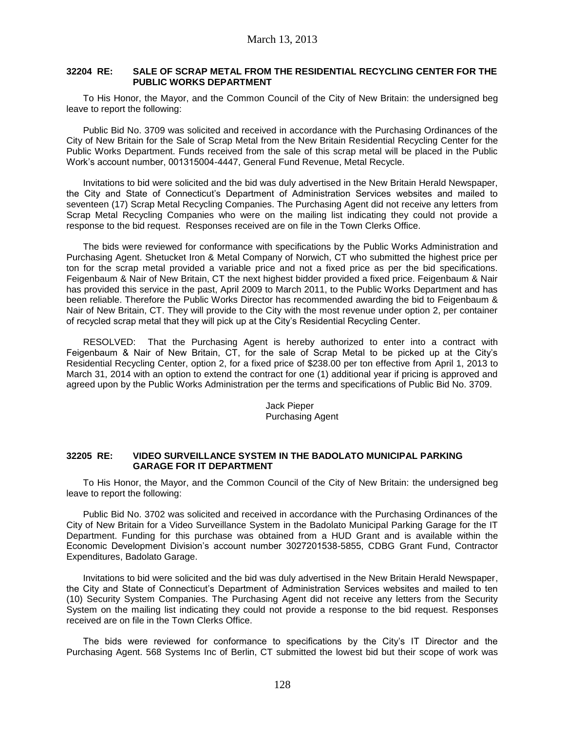### 32204 RE: SALE OF SCRAP METAL FROM THE RESIDENTIAL RECYCLING CENTER FOR THE PUBLIC WORKS DEPARTMENT

To His Honor, the Mayor, and the Common Council of the City of New Britain: the undersigned beg leave to report the following:

Public Bid No. 3709 was solicited and received in accordance with the Purchasing Ordinances of the City of New Britain for the Sale of Scrap Metal from the New Britain Residential Recycling Center for the Public Works Department. Funds received from the sale of this scrap metal will be placed in the Public Work's account number, 001315004-4447, General Fund Revenue, Metal Recycle.

Invitations to bid were solicited and the bid was duly advertised in the New Britain Herald Newspaper, the City and State of Connecticut's Department of Administration Services websites and mailed to seventeen (17) Scrap Metal Recycling Companies. The Purchasing Agent did not receive any letters from Scrap Metal Recycling Companies who were on the mailing list indicating they could not provide a response to the bid request. Responses received are on file in the Town Clerks Office.

The bids were reviewed for conformance with specifications by the Public Works Administration and Purchasing Agent. Shetucket Iron & Metal Company of Norwich, CT who submitted the highest price per ton for the scrap metal provided a variable price and not a fixed price as per the bid specifications. Feigenbaum & Nair of New Britain, CT the next highest bidder provided a fixed price. Feigenbaum & Nair has provided this service in the past, April 2009 to March 2011, to the Public Works Department and has been reliable. Therefore the Public Works Director has recommended awarding the bid to Feigenbaum & Nair of New Britain, CT. They will provide to the City with the most revenue under option 2, per container of recycled scrap metal that they will pick up at the City's Residential Recycling Center.

RESOLVED: That the Purchasing Agent is hereby authorized to enter into a contract with Feigenbaum & Nair of New Britain, CT, for the sale of Scrap Metal to be picked up at the City's Residential Recycling Center, option 2, for a fixed price of $238.00 per ton effective from April 1, 2013 to March 31, 2014 with an option to extend the contract for one (1) additional year if pricing is approved and agreed upon by the Public Works Administration per the terms and specifications of Public Bid No. 3709.

Jack Pieper
Purchasing Agent

### 32205 RE: VIDEO SURVEILLANCE SYSTEM IN THE BADOLATO MUNICIPAL PARKING GARAGE FOR IT DEPARTMENT

To His Honor, the Mayor, and the Common Council of the City of New Britain: the undersigned beg leave to report the following:

Public Bid No. 3702 was solicited and received in accordance with the Purchasing Ordinances of the City of New Britain for a Video Surveillance System in the Badolato Municipal Parking Garage for the IT Department. Funding for this purchase was obtained from a HUD Grant and is available within the Economic Development Division's account number 3027201538-5855, CDBG Grant Fund, Contractor Expenditures, Badolato Garage.

Invitations to bid were solicited and the bid was duly advertised in the New Britain Herald Newspaper, the City and State of Connecticut's Department of Administration Services websites and mailed to ten (10) Security System Companies. The Purchasing Agent did not receive any letters from the Security System on the mailing list indicating they could not provide a response to the bid request. Responses received are on file in the Town Clerks Office.

The bids were reviewed for conformance to specifications by the City's IT Director and the Purchasing Agent. 568 Systems Inc of Berlin, CT submitted the lowest bid but their scope of work was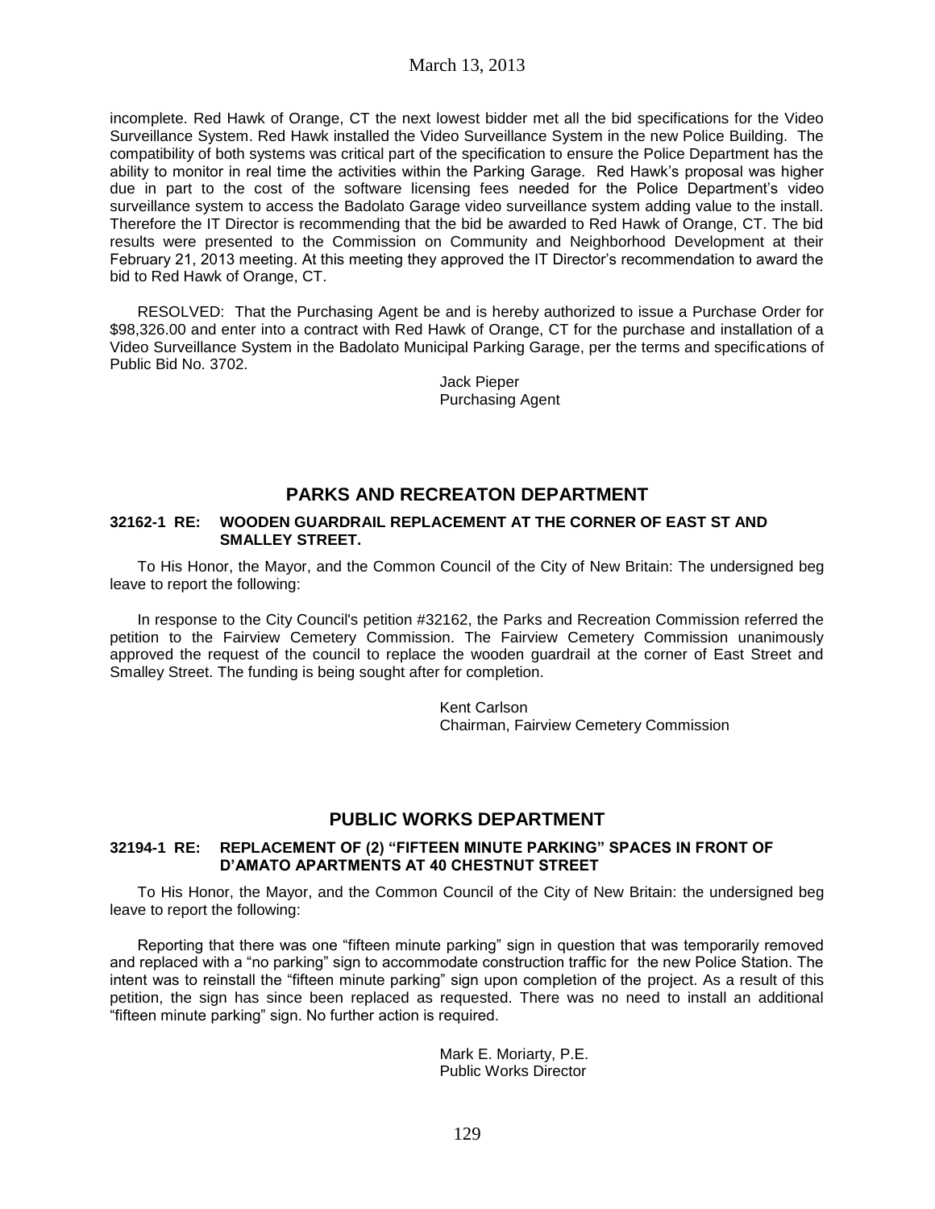incomplete. Red Hawk of Orange, CT the next lowest bidder met all the bid specifications for the Video Surveillance System. Red Hawk installed the Video Surveillance System in the new Police Building. The compatibility of both systems was critical part of the specification to ensure the Police Department has the ability to monitor in real time the activities within the Parking Garage. Red Hawk's proposal was higher due in part to the cost of the software licensing fees needed for the Police Department's video surveillance system to access the Badolato Garage video surveillance system adding value to the install. Therefore the IT Director is recommending that the bid be awarded to Red Hawk of Orange, CT. The bid results were presented to the Commission on Community and Neighborhood Development at their February 21, 2013 meeting. At this meeting they approved the IT Director's recommendation to award the bid to Red Hawk of Orange, CT.

RESOLVED: That the Purchasing Agent be and is hereby authorized to issue a Purchase Order for \$98,326.00 and enter into a contract with Red Hawk of Orange, CT for the purchase and installation of a Video Surveillance System in the Badolato Municipal Parking Garage, per the terms and specifications of Public Bid No. 3702.

Jack Pieper
Purchasing Agent

## PARKS AND RECREATON DEPARTMENT

### 32162-1 RE: WOODEN GUARDRAIL REPLACEMENT AT THE CORNER OF EAST ST AND SMALLEY STREET.

To His Honor, the Mayor, and the Common Council of the City of New Britain: The undersigned beg leave to report the following:

In response to the City Council's petition #32162, the Parks and Recreation Commission referred the petition to the Fairview Cemetery Commission. The Fairview Cemetery Commission unanimously approved the request of the council to replace the wooden guardrail at the corner of East Street and Smalley Street. The funding is being sought after for completion.

Kent Carlson
Chairman, Fairview Cemetery Commission

## PUBLIC WORKS DEPARTMENT

### 32194-1 RE: REPLACEMENT OF (2) "FIFTEEN MINUTE PARKING" SPACES IN FRONT OF D'AMATO APARTMENTS AT 40 CHESTNUT STREET

To His Honor, the Mayor, and the Common Council of the City of New Britain: the undersigned beg leave to report the following:

Reporting that there was one "fifteen minute parking" sign in question that was temporarily removed and replaced with a "no parking" sign to accommodate construction traffic for the new Police Station. The intent was to reinstall the "fifteen minute parking" sign upon completion of the project. As a result of this petition, the sign has since been replaced as requested. There was no need to install an additional "fifteen minute parking" sign. No further action is required.

Mark E. Moriarty, P.E.
Public Works Director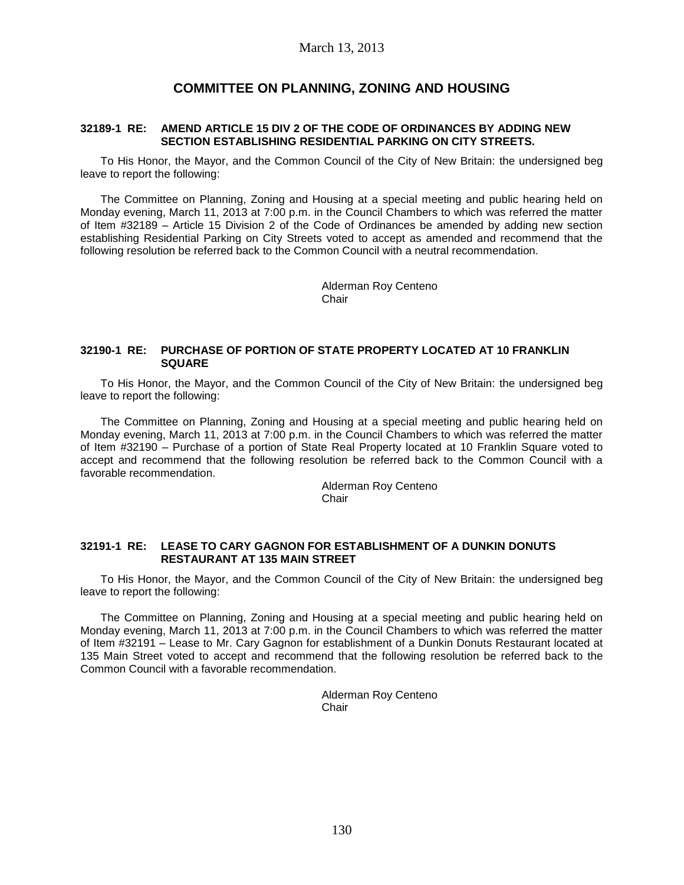March 13, 2013

## COMMITTEE ON PLANNING, ZONING AND HOUSING

**32189-1 RE: AMEND ARTICLE 15 DIV 2 OF THE CODE OF ORDINANCES BY ADDING NEW SECTION ESTABLISHING RESIDENTIAL PARKING ON CITY STREETS.**

To His Honor, the Mayor, and the Common Council of the City of New Britain: the undersigned beg leave to report the following:

The Committee on Planning, Zoning and Housing at a special meeting and public hearing held on Monday evening, March 11, 2013 at 7:00 p.m. in the Council Chambers to which was referred the matter of Item #32189 – Article 15 Division 2 of the Code of Ordinances be amended by adding new section establishing Residential Parking on City Streets voted to accept as amended and recommend that the following resolution be referred back to the Common Council with a neutral recommendation.

Alderman Roy Centeno
Chair

**32190-1 RE: PURCHASE OF PORTION OF STATE PROPERTY LOCATED AT 10 FRANKLIN SQUARE**

To His Honor, the Mayor, and the Common Council of the City of New Britain: the undersigned beg leave to report the following:

The Committee on Planning, Zoning and Housing at a special meeting and public hearing held on Monday evening, March 11, 2013 at 7:00 p.m. in the Council Chambers to which was referred the matter of Item #32190 – Purchase of a portion of State Real Property located at 10 Franklin Square voted to accept and recommend that the following resolution be referred back to the Common Council with a favorable recommendation.

Alderman Roy Centeno
Chair

**32191-1 RE: LEASE TO CARY GAGNON FOR ESTABLISHMENT OF A DUNKIN DONUTS RESTAURANT AT 135 MAIN STREET**

To His Honor, the Mayor, and the Common Council of the City of New Britain: the undersigned beg leave to report the following:

The Committee on Planning, Zoning and Housing at a special meeting and public hearing held on Monday evening, March 11, 2013 at 7:00 p.m. in the Council Chambers to which was referred the matter of Item #32191 – Lease to Mr. Cary Gagnon for establishment of a Dunkin Donuts Restaurant located at 135 Main Street voted to accept and recommend that the following resolution be referred back to the Common Council with a favorable recommendation.

Alderman Roy Centeno
Chair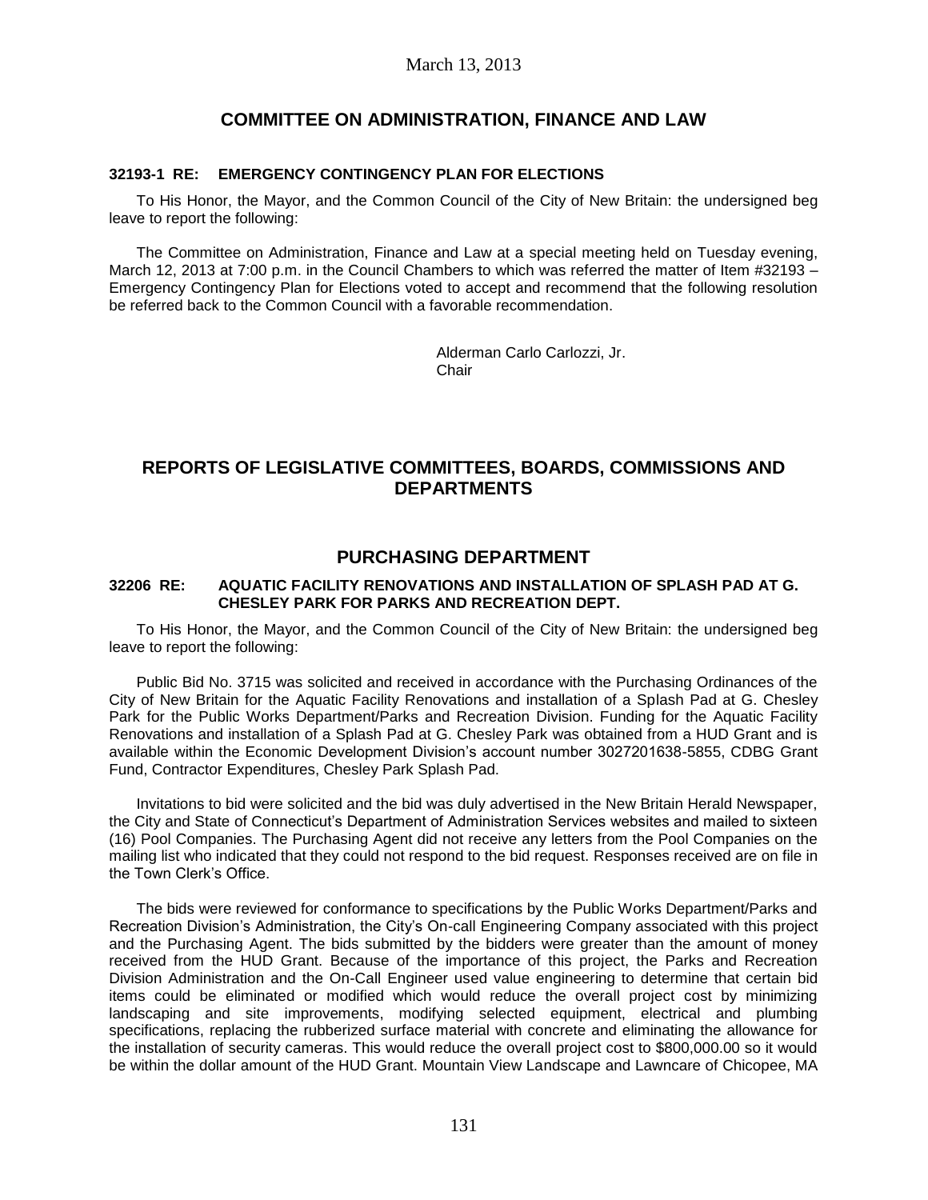## COMMITTEE ON ADMINISTRATION, FINANCE AND LAW

### 32193-1 RE: EMERGENCY CONTINGENCY PLAN FOR ELECTIONS

To His Honor, the Mayor, and the Common Council of the City of New Britain: the undersigned beg leave to report the following:

The Committee on Administration, Finance and Law at a special meeting held on Tuesday evening, March 12, 2013 at 7:00 p.m. in the Council Chambers to which was referred the matter of Item #32193 – Emergency Contingency Plan for Elections voted to accept and recommend that the following resolution be referred back to the Common Council with a favorable recommendation.

Alderman Carlo Carlozzi, Jr.
Chair

## REPORTS OF LEGISLATIVE COMMITTEES, BOARDS, COMMISSIONS AND DEPARTMENTS

## PURCHASING DEPARTMENT

### 32206 RE: AQUATIC FACILITY RENOVATIONS AND INSTALLATION OF SPLASH PAD AT G. CHESLEY PARK FOR PARKS AND RECREATION DEPT.

To His Honor, the Mayor, and the Common Council of the City of New Britain: the undersigned beg leave to report the following:

Public Bid No. 3715 was solicited and received in accordance with the Purchasing Ordinances of the City of New Britain for the Aquatic Facility Renovations and installation of a Splash Pad at G. Chesley Park for the Public Works Department/Parks and Recreation Division. Funding for the Aquatic Facility Renovations and installation of a Splash Pad at G. Chesley Park was obtained from a HUD Grant and is available within the Economic Development Division's account number 3027201638-5855, CDBG Grant Fund, Contractor Expenditures, Chesley Park Splash Pad.

Invitations to bid were solicited and the bid was duly advertised in the New Britain Herald Newspaper, the City and State of Connecticut's Department of Administration Services websites and mailed to sixteen (16) Pool Companies. The Purchasing Agent did not receive any letters from the Pool Companies on the mailing list who indicated that they could not respond to the bid request. Responses received are on file in the Town Clerk's Office.

The bids were reviewed for conformance to specifications by the Public Works Department/Parks and Recreation Division's Administration, the City's On-call Engineering Company associated with this project and the Purchasing Agent. The bids submitted by the bidders were greater than the amount of money received from the HUD Grant. Because of the importance of this project, the Parks and Recreation Division Administration and the On-Call Engineer used value engineering to determine that certain bid items could be eliminated or modified which would reduce the overall project cost by minimizing landscaping and site improvements, modifying selected equipment, electrical and plumbing specifications, replacing the rubberized surface material with concrete and eliminating the allowance for the installation of security cameras. This would reduce the overall project cost to $800,000.00 so it would be within the dollar amount of the HUD Grant. Mountain View Landscape and Lawncare of Chicopee, MA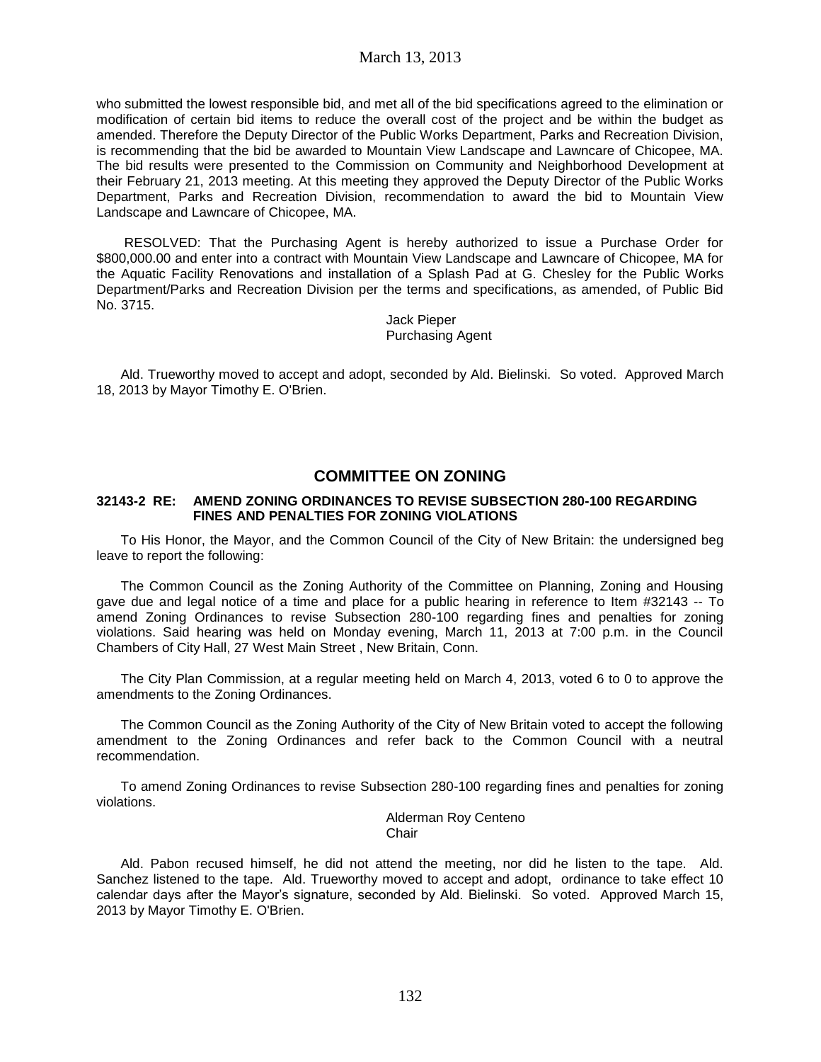who submitted the lowest responsible bid, and met all of the bid specifications agreed to the elimination or modification of certain bid items to reduce the overall cost of the project and be within the budget as amended. Therefore the Deputy Director of the Public Works Department, Parks and Recreation Division, is recommending that the bid be awarded to Mountain View Landscape and Lawncare of Chicopee, MA. The bid results were presented to the Commission on Community and Neighborhood Development at their February 21, 2013 meeting. At this meeting they approved the Deputy Director of the Public Works Department, Parks and Recreation Division, recommendation to award the bid to Mountain View Landscape and Lawncare of Chicopee, MA.

RESOLVED: That the Purchasing Agent is hereby authorized to issue a Purchase Order for $800,000.00 and enter into a contract with Mountain View Landscape and Lawncare of Chicopee, MA for the Aquatic Facility Renovations and installation of a Splash Pad at G. Chesley for the Public Works Department/Parks and Recreation Division per the terms and specifications, as amended, of Public Bid No. 3715.

Jack Pieper
Purchasing Agent

Ald. Trueworthy moved to accept and adopt, seconded by Ald. Bielinski. So voted. Approved March 18, 2013 by Mayor Timothy E. O'Brien.

## COMMITTEE ON ZONING

**32143-2 RE: AMEND ZONING ORDINANCES TO REVISE SUBSECTION 280-100 REGARDING FINES AND PENALTIES FOR ZONING VIOLATIONS**

To His Honor, the Mayor, and the Common Council of the City of New Britain: the undersigned beg leave to report the following:

The Common Council as the Zoning Authority of the Committee on Planning, Zoning and Housing gave due and legal notice of a time and place for a public hearing in reference to Item #32143 -- To amend Zoning Ordinances to revise Subsection 280-100 regarding fines and penalties for zoning violations. Said hearing was held on Monday evening, March 11, 2013 at 7:00 p.m. in the Council Chambers of City Hall, 27 West Main Street , New Britain, Conn.

The City Plan Commission, at a regular meeting held on March 4, 2013, voted 6 to 0 to approve the amendments to the Zoning Ordinances.

The Common Council as the Zoning Authority of the City of New Britain voted to accept the following amendment to the Zoning Ordinances and refer back to the Common Council with a neutral recommendation.

To amend Zoning Ordinances to revise Subsection 280-100 regarding fines and penalties for zoning violations.

Alderman Roy Centeno
Chair

Ald. Pabon recused himself, he did not attend the meeting, nor did he listen to the tape. Ald. Sanchez listened to the tape. Ald. Trueworthy moved to accept and adopt, ordinance to take effect 10 calendar days after the Mayor's signature, seconded by Ald. Bielinski. So voted. Approved March 15, 2013 by Mayor Timothy E. O'Brien.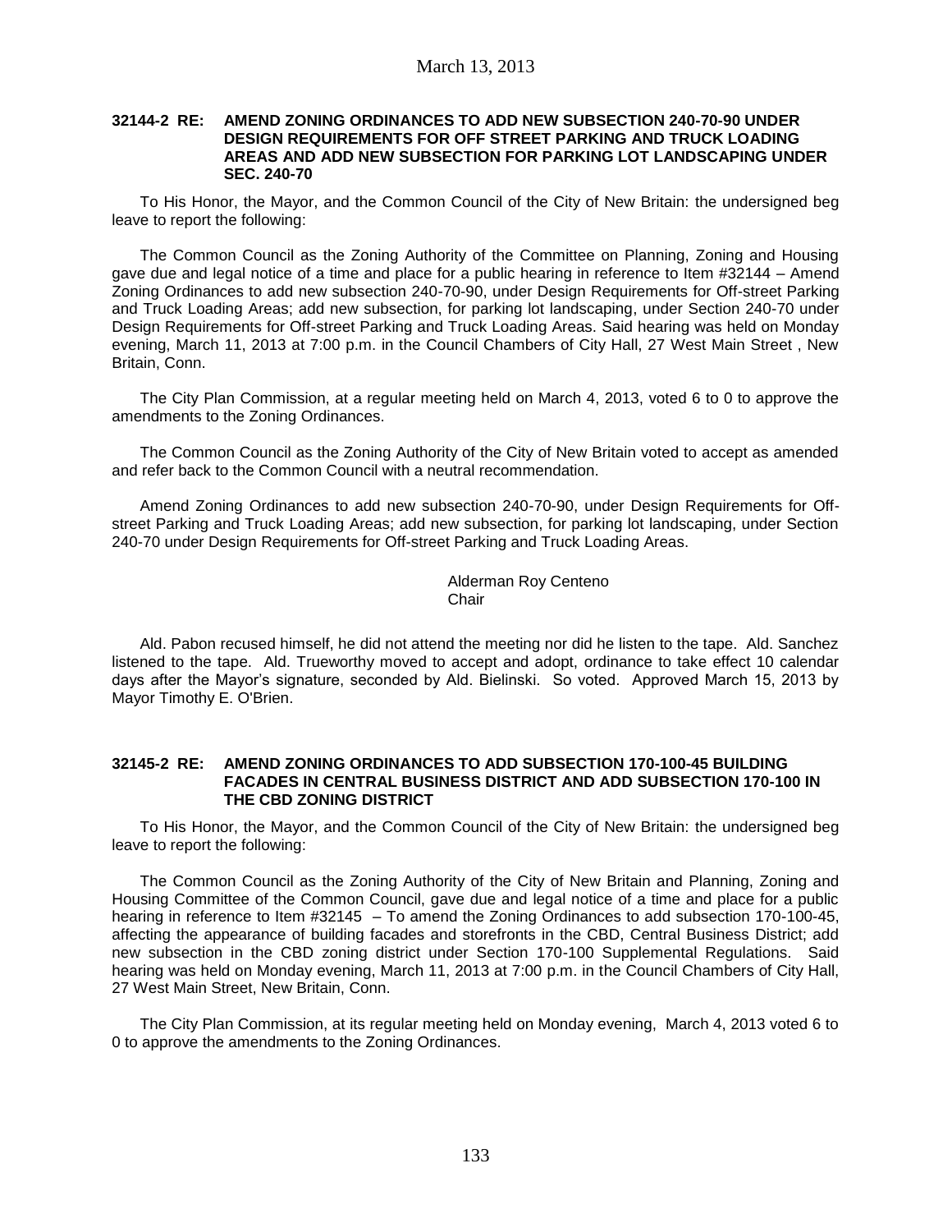**32144-2 RE: AMEND ZONING ORDINANCES TO ADD NEW SUBSECTION 240-70-90 UNDER DESIGN REQUIREMENTS FOR OFF STREET PARKING AND TRUCK LOADING AREAS AND ADD NEW SUBSECTION FOR PARKING LOT LANDSCAPING UNDER SEC. 240-70**

To His Honor, the Mayor, and the Common Council of the City of New Britain: the undersigned beg leave to report the following:

The Common Council as the Zoning Authority of the Committee on Planning, Zoning and Housing gave due and legal notice of a time and place for a public hearing in reference to Item #32144 – Amend Zoning Ordinances to add new subsection 240-70-90, under Design Requirements for Off-street Parking and Truck Loading Areas; add new subsection, for parking lot landscaping, under Section 240-70 under Design Requirements for Off-street Parking and Truck Loading Areas. Said hearing was held on Monday evening, March 11, 2013 at 7:00 p.m. in the Council Chambers of City Hall, 27 West Main Street , New Britain, Conn.

The City Plan Commission, at a regular meeting held on March 4, 2013, voted 6 to 0 to approve the amendments to the Zoning Ordinances.

The Common Council as the Zoning Authority of the City of New Britain voted to accept as amended and refer back to the Common Council with a neutral recommendation.

Amend Zoning Ordinances to add new subsection 240-70-90, under Design Requirements for Off-street Parking and Truck Loading Areas; add new subsection, for parking lot landscaping, under Section 240-70 under Design Requirements for Off-street Parking and Truck Loading Areas.

Alderman Roy Centeno
Chair

Ald. Pabon recused himself, he did not attend the meeting nor did he listen to the tape. Ald. Sanchez listened to the tape. Ald. Trueworthy moved to accept and adopt, ordinance to take effect 10 calendar days after the Mayor's signature, seconded by Ald. Bielinski. So voted. Approved March 15, 2013 by Mayor Timothy E. O'Brien.

**32145-2 RE: AMEND ZONING ORDINANCES TO ADD SUBSECTION 170-100-45 BUILDING FACADES IN CENTRAL BUSINESS DISTRICT AND ADD SUBSECTION 170-100 IN THE CBD ZONING DISTRICT**

To His Honor, the Mayor, and the Common Council of the City of New Britain: the undersigned beg leave to report the following:

The Common Council as the Zoning Authority of the City of New Britain and Planning, Zoning and Housing Committee of the Common Council, gave due and legal notice of a time and place for a public hearing in reference to Item #32145 – To amend the Zoning Ordinances to add subsection 170-100-45, affecting the appearance of building facades and storefronts in the CBD, Central Business District; add new subsection in the CBD zoning district under Section 170-100 Supplemental Regulations. Said hearing was held on Monday evening, March 11, 2013 at 7:00 p.m. in the Council Chambers of City Hall, 27 West Main Street, New Britain, Conn.

The City Plan Commission, at its regular meeting held on Monday evening, March 4, 2013 voted 6 to 0 to approve the amendments to the Zoning Ordinances.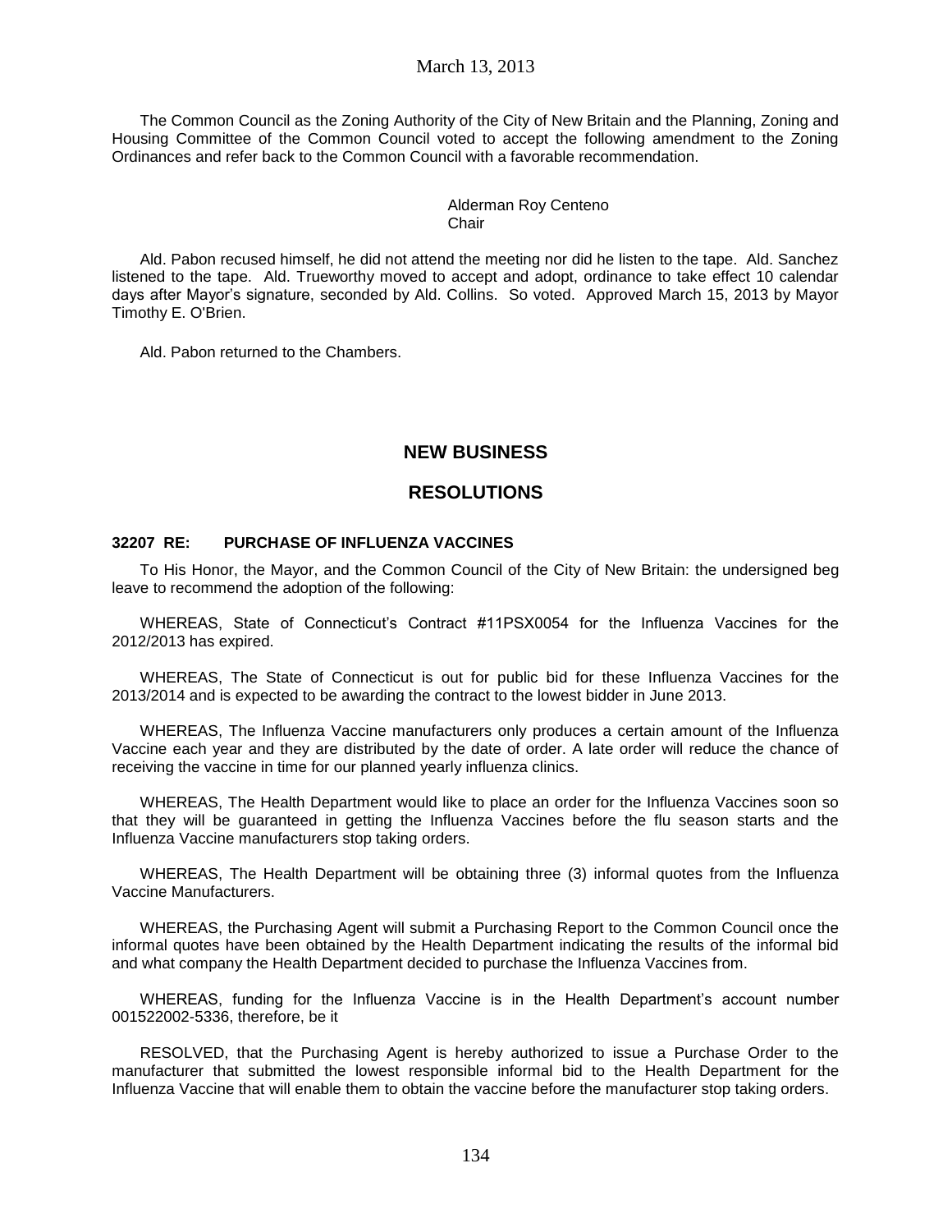The Common Council as the Zoning Authority of the City of New Britain and the Planning, Zoning and Housing Committee of the Common Council voted to accept the following amendment to the Zoning Ordinances and refer back to the Common Council with a favorable recommendation.

Alderman Roy Centeno
Chair

Ald. Pabon recused himself, he did not attend the meeting nor did he listen to the tape. Ald. Sanchez listened to the tape. Ald. Trueworthy moved to accept and adopt, ordinance to take effect 10 calendar days after Mayor's signature, seconded by Ald. Collins. So voted. Approved March 15, 2013 by Mayor Timothy E. O'Brien.

Ald. Pabon returned to the Chambers.

## NEW BUSINESS

## RESOLUTIONS

### 32207 RE: PURCHASE OF INFLUENZA VACCINES

To His Honor, the Mayor, and the Common Council of the City of New Britain: the undersigned beg leave to recommend the adoption of the following:

WHEREAS, State of Connecticut's Contract #11PSX0054 for the Influenza Vaccines for the 2012/2013 has expired.

WHEREAS, The State of Connecticut is out for public bid for these Influenza Vaccines for the 2013/2014 and is expected to be awarding the contract to the lowest bidder in June 2013.

WHEREAS, The Influenza Vaccine manufacturers only produces a certain amount of the Influenza Vaccine each year and they are distributed by the date of order. A late order will reduce the chance of receiving the vaccine in time for our planned yearly influenza clinics.

WHEREAS, The Health Department would like to place an order for the Influenza Vaccines soon so that they will be guaranteed in getting the Influenza Vaccines before the flu season starts and the Influenza Vaccine manufacturers stop taking orders.

WHEREAS, The Health Department will be obtaining three (3) informal quotes from the Influenza Vaccine Manufacturers.

WHEREAS, the Purchasing Agent will submit a Purchasing Report to the Common Council once the informal quotes have been obtained by the Health Department indicating the results of the informal bid and what company the Health Department decided to purchase the Influenza Vaccines from.

WHEREAS, funding for the Influenza Vaccine is in the Health Department's account number 001522002-5336, therefore, be it

RESOLVED, that the Purchasing Agent is hereby authorized to issue a Purchase Order to the manufacturer that submitted the lowest responsible informal bid to the Health Department for the Influenza Vaccine that will enable them to obtain the vaccine before the manufacturer stop taking orders.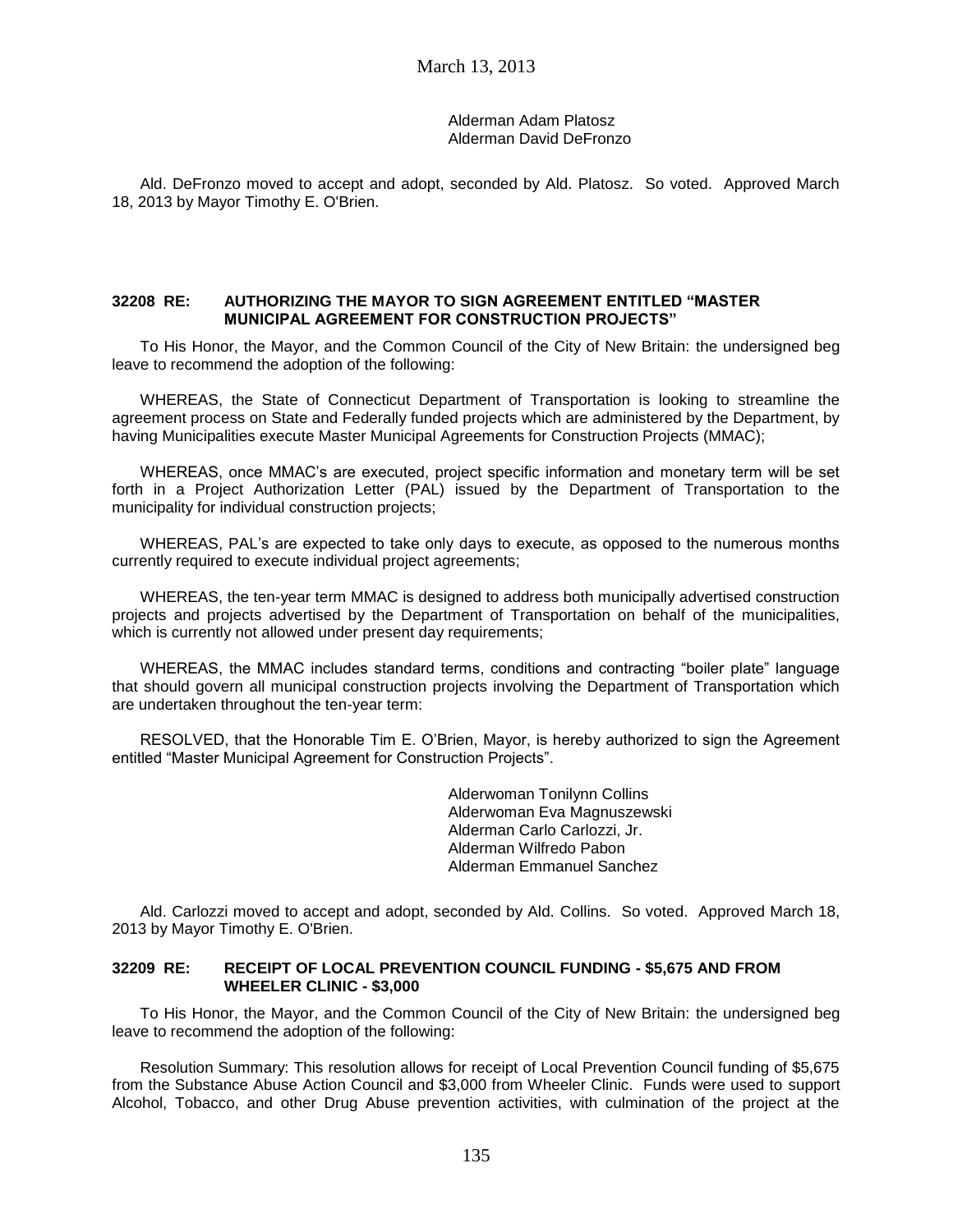Alderman Adam Platosz
Alderman David DeFronzo

Ald. DeFronzo moved to accept and adopt, seconded by Ald. Platosz. So voted. Approved March 18, 2013 by Mayor Timothy E. O'Brien.

**32208 RE: AUTHORIZING THE MAYOR TO SIGN AGREEMENT ENTITLED "MASTER MUNICIPAL AGREEMENT FOR CONSTRUCTION PROJECTS"**

To His Honor, the Mayor, and the Common Council of the City of New Britain: the undersigned beg leave to recommend the adoption of the following:

WHEREAS, the State of Connecticut Department of Transportation is looking to streamline the agreement process on State and Federally funded projects which are administered by the Department, by having Municipalities execute Master Municipal Agreements for Construction Projects (MMAC);

WHEREAS, once MMAC's are executed, project specific information and monetary term will be set forth in a Project Authorization Letter (PAL) issued by the Department of Transportation to the municipality for individual construction projects;

WHEREAS, PAL's are expected to take only days to execute, as opposed to the numerous months currently required to execute individual project agreements;

WHEREAS, the ten-year term MMAC is designed to address both municipally advertised construction projects and projects advertised by the Department of Transportation on behalf of the municipalities, which is currently not allowed under present day requirements;

WHEREAS, the MMAC includes standard terms, conditions and contracting "boiler plate" language that should govern all municipal construction projects involving the Department of Transportation which are undertaken throughout the ten-year term:

RESOLVED, that the Honorable Tim E. O'Brien, Mayor, is hereby authorized to sign the Agreement entitled "Master Municipal Agreement for Construction Projects".

Alderwoman Tonilynn Collins
Alderwoman Eva Magnuszewski
Alderman Carlo Carlozzi, Jr.
Alderman Wilfredo Pabon
Alderman Emmanuel Sanchez

Ald. Carlozzi moved to accept and adopt, seconded by Ald. Collins. So voted. Approved March 18, 2013 by Mayor Timothy E. O'Brien.

**32209 RE: RECEIPT OF LOCAL PREVENTION COUNCIL FUNDING - $5,675 AND FROM WHEELER CLINIC - $3,000**

To His Honor, the Mayor, and the Common Council of the City of New Britain: the undersigned beg leave to recommend the adoption of the following:

Resolution Summary: This resolution allows for receipt of Local Prevention Council funding of $5,675 from the Substance Abuse Action Council and $3,000 from Wheeler Clinic. Funds were used to support Alcohol, Tobacco, and other Drug Abuse prevention activities, with culmination of the project at the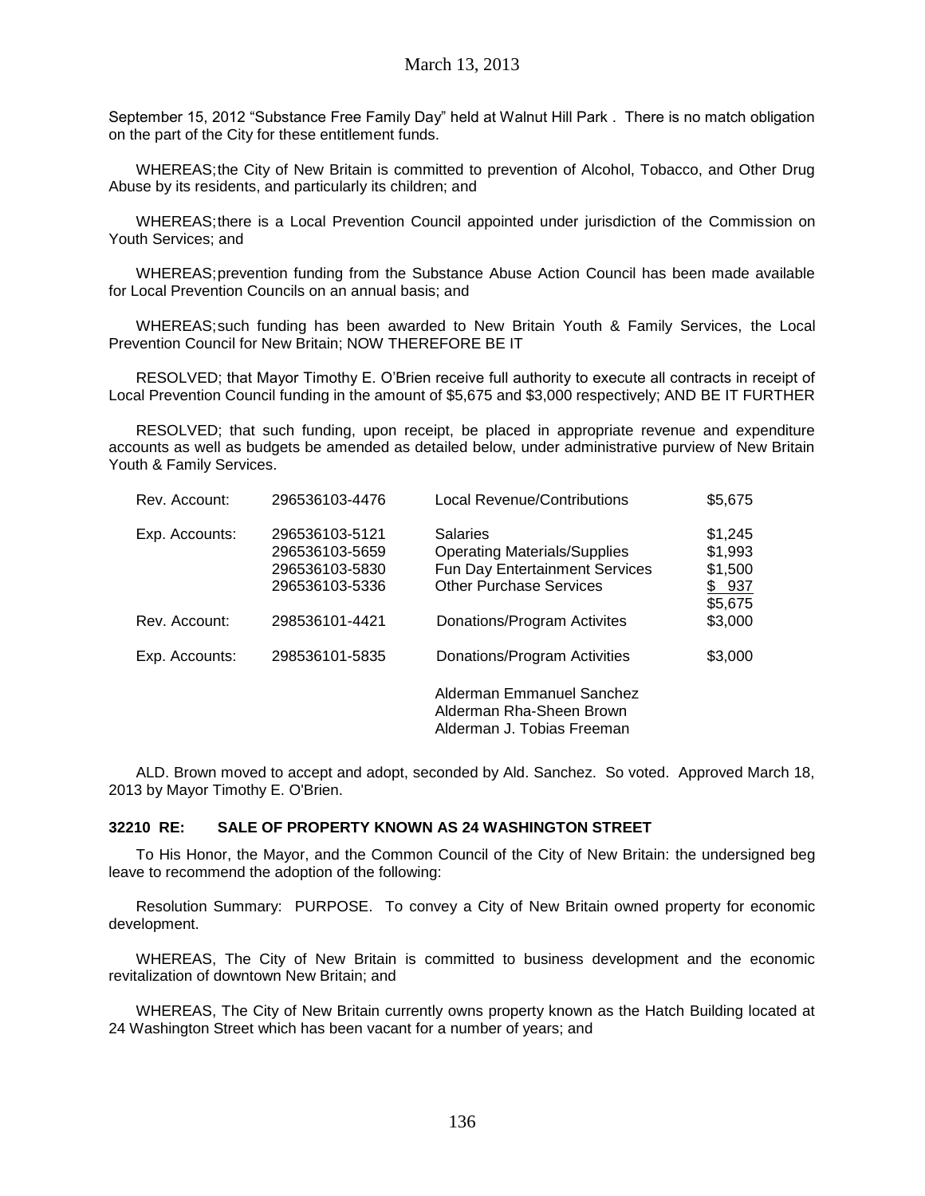September 15, 2012 "Substance Free Family Day" held at Walnut Hill Park . There is no match obligation on the part of the City for these entitlement funds.

WHEREAS; the City of New Britain is committed to prevention of Alcohol, Tobacco, and Other Drug Abuse by its residents, and particularly its children; and

WHEREAS; there is a Local Prevention Council appointed under jurisdiction of the Commission on Youth Services; and

WHEREAS; prevention funding from the Substance Abuse Action Council has been made available for Local Prevention Councils on an annual basis; and

WHEREAS; such funding has been awarded to New Britain Youth & Family Services, the Local Prevention Council for New Britain; NOW THEREFORE BE IT

RESOLVED; that Mayor Timothy E. O'Brien receive full authority to execute all contracts in receipt of Local Prevention Council funding in the amount of $5,675 and $3,000 respectively; AND BE IT FURTHER

RESOLVED; that such funding, upon receipt, be placed in appropriate revenue and expenditure accounts as well as budgets be amended as detailed below, under administrative purview of New Britain Youth & Family Services.

| | | | |
|---|---|---|---|
| Rev. Account: | 296536103-4476 | Local Revenue/Contributions | $5,675 |
| Exp. Accounts: | 296536103-5121 | Salaries | $1,245 |
| | 296536103-5659 | Operating Materials/Supplies | $1,993 |
| | 296536103-5830 | Fun Day Entertainment Services | $1,500 |
| | 296536103-5336 | Other Purchase Services | $ 937 |
| | | | $5,675 |
| Rev. Account: | 298536101-4421 | Donations/Program Activites | $3,000 |
| Exp. Accounts: | 298536101-5835 | Donations/Program Activities | $3,000 |

Alderman Emmanuel Sanchez
Alderman Rha-Sheen Brown
Alderman J. Tobias Freeman

ALD. Brown moved to accept and adopt, seconded by Ald. Sanchez. So voted. Approved March 18, 2013 by Mayor Timothy E. O'Brien.

**32210 RE: SALE OF PROPERTY KNOWN AS 24 WASHINGTON STREET**

To His Honor, the Mayor, and the Common Council of the City of New Britain: the undersigned beg leave to recommend the adoption of the following:

Resolution Summary: PURPOSE. To convey a City of New Britain owned property for economic development.

WHEREAS, The City of New Britain is committed to business development and the economic revitalization of downtown New Britain; and

WHEREAS, The City of New Britain currently owns property known as the Hatch Building located at 24 Washington Street which has been vacant for a number of years; and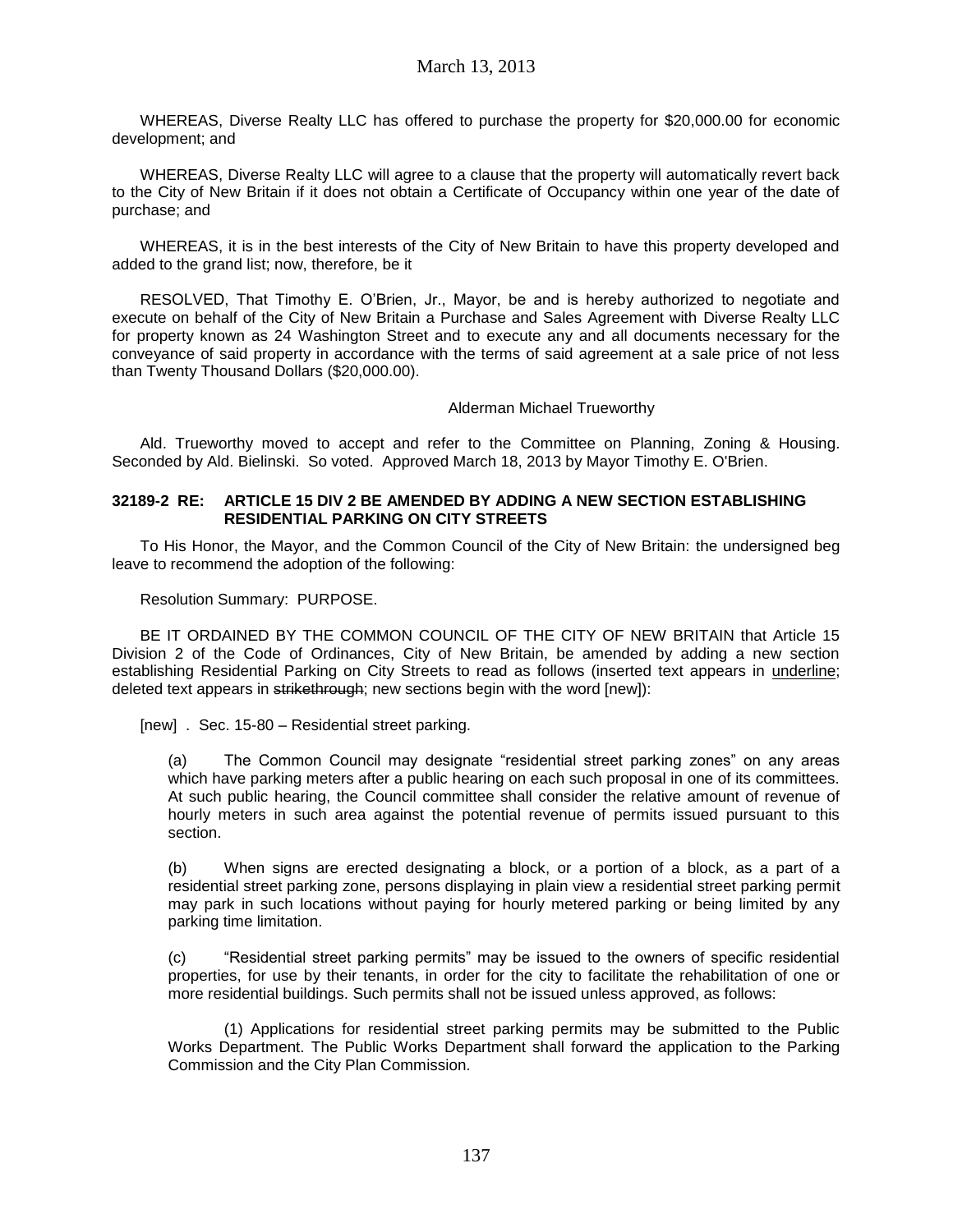WHEREAS, Diverse Realty LLC has offered to purchase the property for $20,000.00 for economic development; and

WHEREAS, Diverse Realty LLC will agree to a clause that the property will automatically revert back to the City of New Britain if it does not obtain a Certificate of Occupancy within one year of the date of purchase; and

WHEREAS, it is in the best interests of the City of New Britain to have this property developed and added to the grand list; now, therefore, be it

RESOLVED, That Timothy E. O'Brien, Jr., Mayor, be and is hereby authorized to negotiate and execute on behalf of the City of New Britain a Purchase and Sales Agreement with Diverse Realty LLC for property known as 24 Washington Street and to execute any and all documents necessary for the conveyance of said property in accordance with the terms of said agreement at a sale price of not less than Twenty Thousand Dollars ($20,000.00).

Alderman Michael Trueworthy

Ald. Trueworthy moved to accept and refer to the Committee on Planning, Zoning & Housing. Seconded by Ald. Bielinski. So voted. Approved March 18, 2013 by Mayor Timothy E. O'Brien.

**32189-2 RE: ARTICLE 15 DIV 2 BE AMENDED BY ADDING A NEW SECTION ESTABLISHING RESIDENTIAL PARKING ON CITY STREETS**

To His Honor, the Mayor, and the Common Council of the City of New Britain: the undersigned beg leave to recommend the adoption of the following:

Resolution Summary: PURPOSE.

BE IT ORDAINED BY THE COMMON COUNCIL OF THE CITY OF NEW BRITAIN that Article 15 Division 2 of the Code of Ordinances, City of New Britain, be amended by adding a new section establishing Residential Parking on City Streets to read as follows (inserted text appears in <u>underline</u>; deleted text appears in ~~strikethrough~~; new sections begin with the word [new]):

[new] . Sec. 15-80 – Residential street parking.

(a) The Common Council may designate "residential street parking zones" on any areas which have parking meters after a public hearing on each such proposal in one of its committees. At such public hearing, the Council committee shall consider the relative amount of revenue of hourly meters in such area against the potential revenue of permits issued pursuant to this section.

(b) When signs are erected designating a block, or a portion of a block, as a part of a residential street parking zone, persons displaying in plain view a residential street parking permit may park in such locations without paying for hourly metered parking or being limited by any parking time limitation.

(c) "Residential street parking permits" may be issued to the owners of specific residential properties, for use by their tenants, in order for the city to facilitate the rehabilitation of one or more residential buildings. Such permits shall not be issued unless approved, as follows:

(1) Applications for residential street parking permits may be submitted to the Public Works Department. The Public Works Department shall forward the application to the Parking Commission and the City Plan Commission.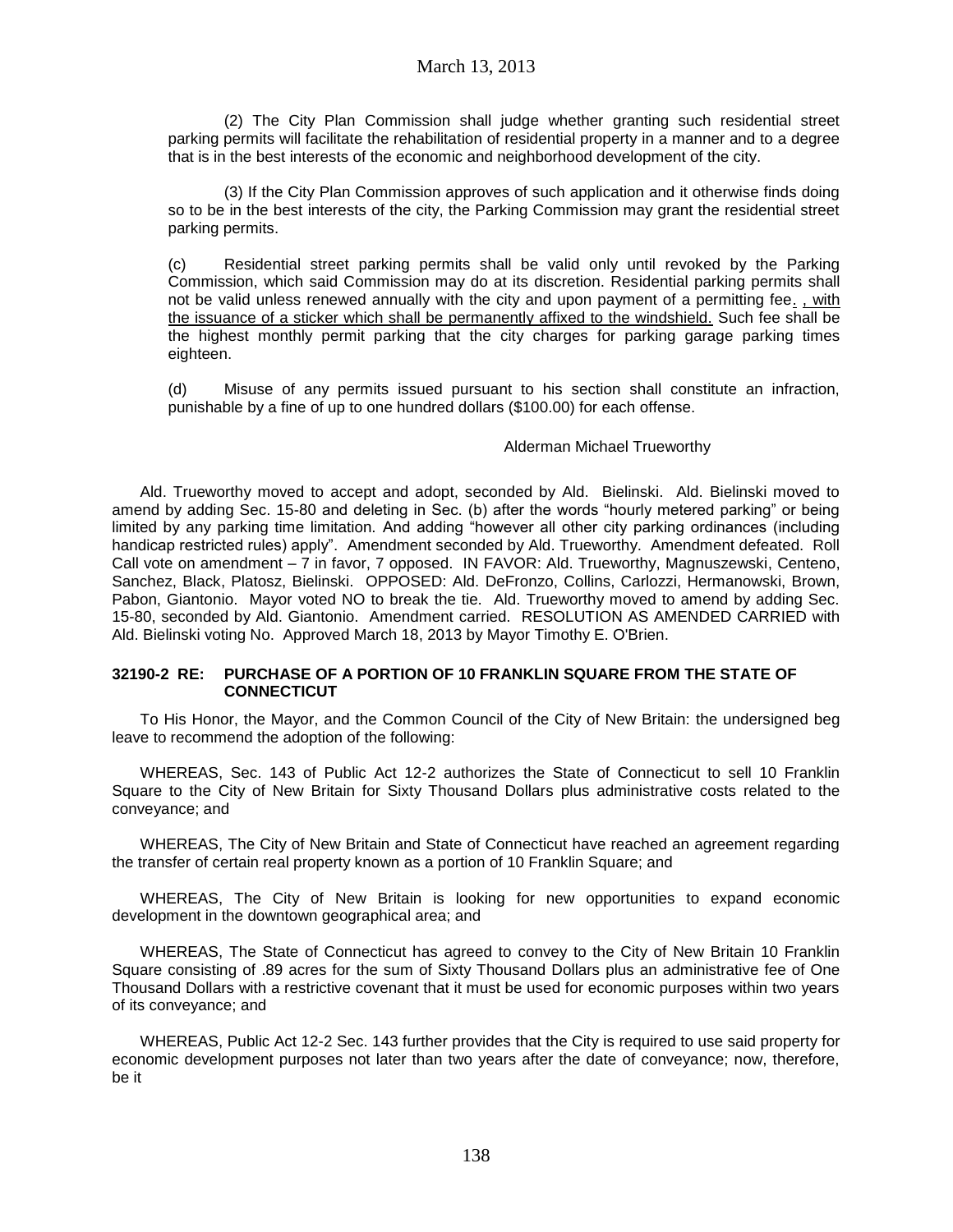(2) The City Plan Commission shall judge whether granting such residential street parking permits will facilitate the rehabilitation of residential property in a manner and to a degree that is in the best interests of the economic and neighborhood development of the city.

(3) If the City Plan Commission approves of such application and it otherwise finds doing so to be in the best interests of the city, the Parking Commission may grant the residential street parking permits.

(c) Residential street parking permits shall be valid only until revoked by the Parking Commission, which said Commission may do at its discretion. Residential parking permits shall not be valid unless renewed annually with the city and upon payment of a permitting fee. , with the issuance of a sticker which shall be permanently affixed to the windshield. Such fee shall be the highest monthly permit parking that the city charges for parking garage parking times eighteen.

(d) Misuse of any permits issued pursuant to his section shall constitute an infraction, punishable by a fine of up to one hundred dollars ($100.00) for each offense.

Alderman Michael Trueworthy

Ald. Trueworthy moved to accept and adopt, seconded by Ald. Bielinski. Ald. Bielinski moved to amend by adding Sec. 15-80 and deleting in Sec. (b) after the words "hourly metered parking" or being limited by any parking time limitation. And adding "however all other city parking ordinances (including handicap restricted rules) apply". Amendment seconded by Ald. Trueworthy. Amendment defeated. Roll Call vote on amendment – 7 in favor, 7 opposed. IN FAVOR: Ald. Trueworthy, Magnuszewski, Centeno, Sanchez, Black, Platosz, Bielinski. OPPOSED: Ald. DeFronzo, Collins, Carlozzi, Hermanowski, Brown, Pabon, Giantonio. Mayor voted NO to break the tie. Ald. Trueworthy moved to amend by adding Sec. 15-80, seconded by Ald. Giantonio. Amendment carried. RESOLUTION AS AMENDED CARRIED with Ald. Bielinski voting No. Approved March 18, 2013 by Mayor Timothy E. O'Brien.

**32190-2 RE: PURCHASE OF A PORTION OF 10 FRANKLIN SQUARE FROM THE STATE OF CONNECTICUT**

To His Honor, the Mayor, and the Common Council of the City of New Britain: the undersigned beg leave to recommend the adoption of the following:

WHEREAS, Sec. 143 of Public Act 12-2 authorizes the State of Connecticut to sell 10 Franklin Square to the City of New Britain for Sixty Thousand Dollars plus administrative costs related to the conveyance; and

WHEREAS, The City of New Britain and State of Connecticut have reached an agreement regarding the transfer of certain real property known as a portion of 10 Franklin Square; and

WHEREAS, The City of New Britain is looking for new opportunities to expand economic development in the downtown geographical area; and

WHEREAS, The State of Connecticut has agreed to convey to the City of New Britain 10 Franklin Square consisting of .89 acres for the sum of Sixty Thousand Dollars plus an administrative fee of One Thousand Dollars with a restrictive covenant that it must be used for economic purposes within two years of its conveyance; and

WHEREAS, Public Act 12-2 Sec. 143 further provides that the City is required to use said property for economic development purposes not later than two years after the date of conveyance; now, therefore, be it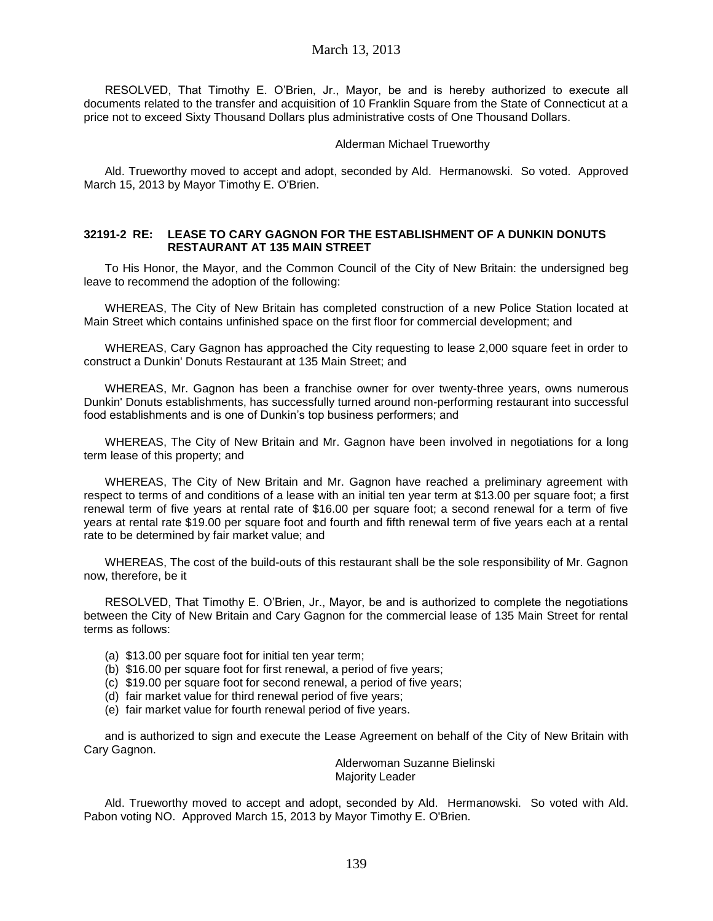RESOLVED, That Timothy E. O'Brien, Jr., Mayor, be and is hereby authorized to execute all documents related to the transfer and acquisition of 10 Franklin Square from the State of Connecticut at a price not to exceed Sixty Thousand Dollars plus administrative costs of One Thousand Dollars.

Alderman Michael Trueworthy

Ald. Trueworthy moved to accept and adopt, seconded by Ald. Hermanowski. So voted. Approved March 15, 2013 by Mayor Timothy E. O'Brien.

**32191-2 RE: LEASE TO CARY GAGNON FOR THE ESTABLISHMENT OF A DUNKIN DONUTS RESTAURANT AT 135 MAIN STREET**

To His Honor, the Mayor, and the Common Council of the City of New Britain: the undersigned beg leave to recommend the adoption of the following:

WHEREAS, The City of New Britain has completed construction of a new Police Station located at Main Street which contains unfinished space on the first floor for commercial development; and

WHEREAS, Cary Gagnon has approached the City requesting to lease 2,000 square feet in order to construct a Dunkin' Donuts Restaurant at 135 Main Street; and

WHEREAS, Mr. Gagnon has been a franchise owner for over twenty-three years, owns numerous Dunkin' Donuts establishments, has successfully turned around non-performing restaurant into successful food establishments and is one of Dunkin's top business performers; and

WHEREAS, The City of New Britain and Mr. Gagnon have been involved in negotiations for a long term lease of this property; and

WHEREAS, The City of New Britain and Mr. Gagnon have reached a preliminary agreement with respect to terms of and conditions of a lease with an initial ten year term at $13.00 per square foot; a first renewal term of five years at rental rate of $16.00 per square foot; a second renewal for a term of five years at rental rate $19.00 per square foot and fourth and fifth renewal term of five years each at a rental rate to be determined by fair market value; and

WHEREAS, The cost of the build-outs of this restaurant shall be the sole responsibility of Mr. Gagnon now, therefore, be it

RESOLVED, That Timothy E. O'Brien, Jr., Mayor, be and is authorized to complete the negotiations between the City of New Britain and Cary Gagnon for the commercial lease of 135 Main Street for rental terms as follows:

(a) $13.00 per square foot for initial ten year term;
(b) $16.00 per square foot for first renewal, a period of five years;
(c) $19.00 per square foot for second renewal, a period of five years;
(d) fair market value for third renewal period of five years;
(e) fair market value for fourth renewal period of five years.

and is authorized to sign and execute the Lease Agreement on behalf of the City of New Britain with Cary Gagnon.

Alderwoman Suzanne Bielinski
Majority Leader

Ald. Trueworthy moved to accept and adopt, seconded by Ald. Hermanowski. So voted with Ald. Pabon voting NO. Approved March 15, 2013 by Mayor Timothy E. O'Brien.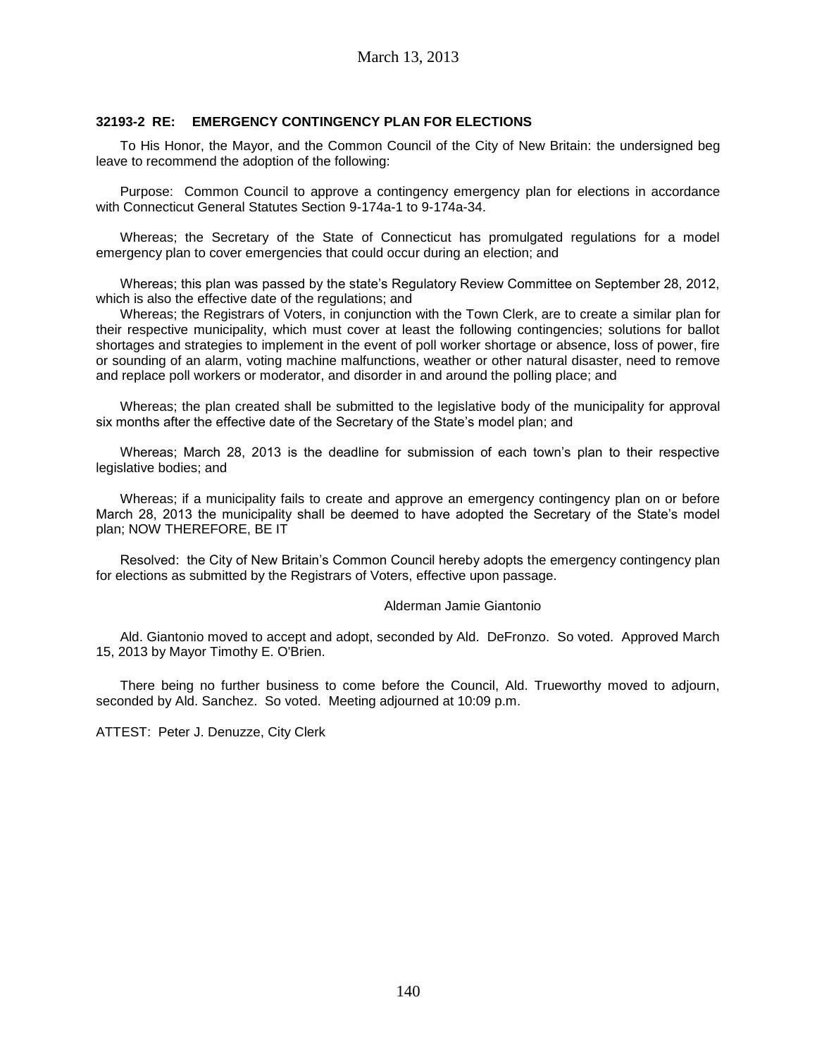**32193-2 RE: EMERGENCY CONTINGENCY PLAN FOR ELECTIONS**

To His Honor, the Mayor, and the Common Council of the City of New Britain: the undersigned beg leave to recommend the adoption of the following:

Purpose: Common Council to approve a contingency emergency plan for elections in accordance with Connecticut General Statutes Section 9-174a-1 to 9-174a-34.

Whereas; the Secretary of the State of Connecticut has promulgated regulations for a model emergency plan to cover emergencies that could occur during an election; and

Whereas; this plan was passed by the state's Regulatory Review Committee on September 28, 2012, which is also the effective date of the regulations; and

Whereas; the Registrars of Voters, in conjunction with the Town Clerk, are to create a similar plan for their respective municipality, which must cover at least the following contingencies; solutions for ballot shortages and strategies to implement in the event of poll worker shortage or absence, loss of power, fire or sounding of an alarm, voting machine malfunctions, weather or other natural disaster, need to remove and replace poll workers or moderator, and disorder in and around the polling place; and

Whereas; the plan created shall be submitted to the legislative body of the municipality for approval six months after the effective date of the Secretary of the State's model plan; and

Whereas; March 28, 2013 is the deadline for submission of each town's plan to their respective legislative bodies; and

Whereas; if a municipality fails to create and approve an emergency contingency plan on or before March 28, 2013 the municipality shall be deemed to have adopted the Secretary of the State's model plan; NOW THEREFORE, BE IT

Resolved: the City of New Britain's Common Council hereby adopts the emergency contingency plan for elections as submitted by the Registrars of Voters, effective upon passage.

Alderman Jamie Giantonio

Ald. Giantonio moved to accept and adopt, seconded by Ald. DeFronzo. So voted. Approved March 15, 2013 by Mayor Timothy E. O'Brien.

There being no further business to come before the Council, Ald. Trueworthy moved to adjourn, seconded by Ald. Sanchez. So voted. Meeting adjourned at 10:09 p.m.

ATTEST: Peter J. Denuzze, City Clerk